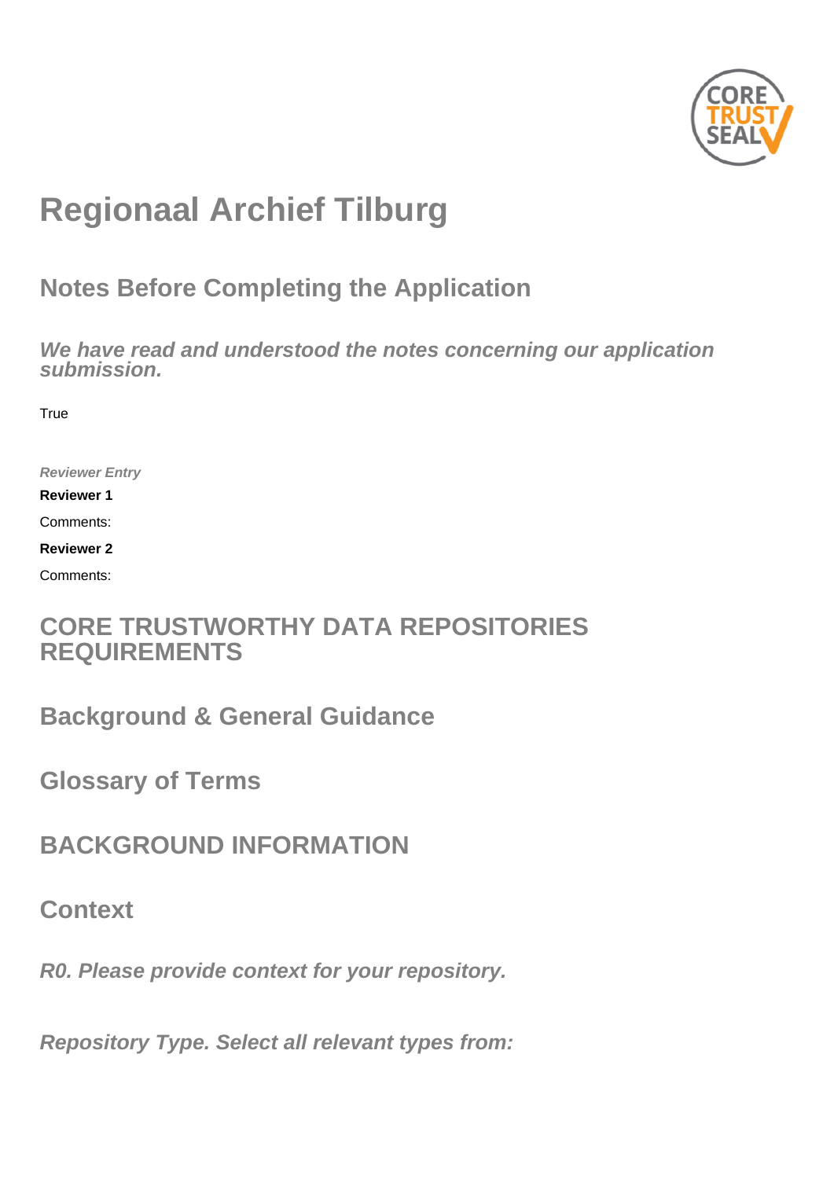# Regionaal Archief Tilburg

## Notes Before Completing the Application

### *We have read and understood the notes concerning our application submission.*

True

*Reviewer Entry*

**Reviewer 1**

Comments:

**Reviewer 2**

Comments:

## CORE TRUSTWORTHY DATA REPOSITORIES REQUIREMENTS

## Background & General Guidance

## Glossary of Terms

## BACKGROUND INFORMATION

## Context

### *R0. Please provide context for your repository.*

### *Repository Type. Select all relevant types from:*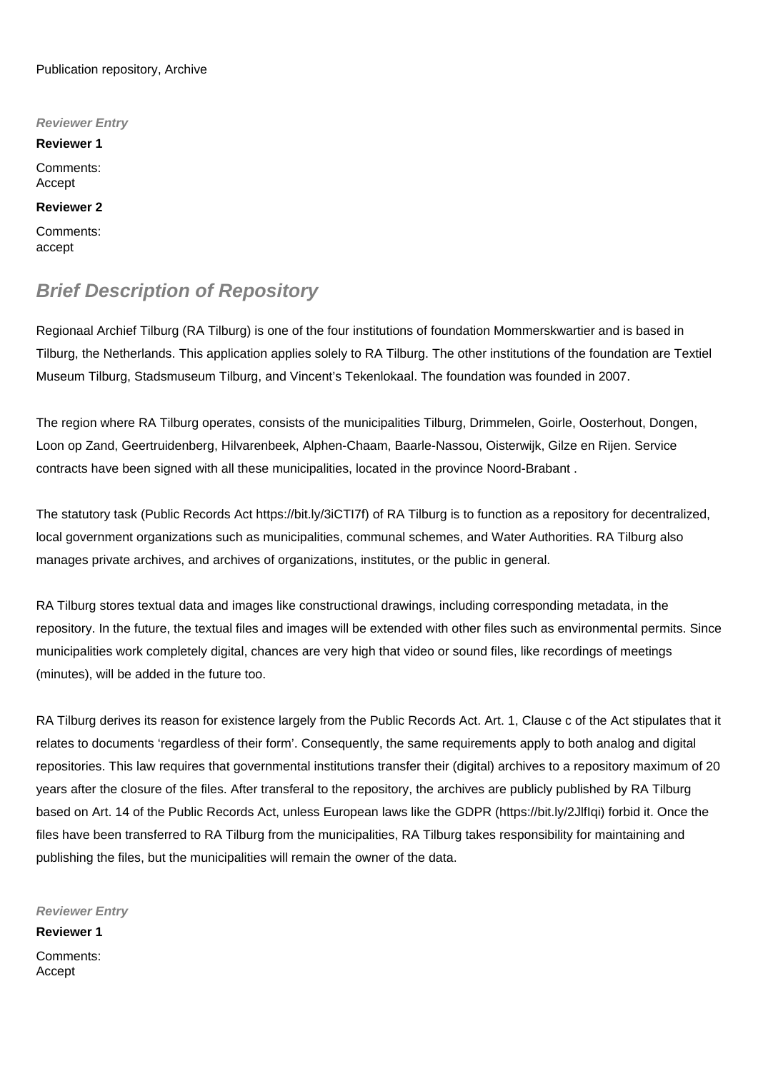Publication repository, Archive

***Reviewer Entry***

**Reviewer 1**

Comments:
Accept

**Reviewer 2**

Comments:
accept

## ***Brief Description of Repository***

Regionaal Archief Tilburg (RA Tilburg) is one of the four institutions of foundation Mommerskwartier and is based in Tilburg, the Netherlands. This application applies solely to RA Tilburg. The other institutions of the foundation are Textiel Museum Tilburg, Stadsmuseum Tilburg, and Vincent's Tekenlokaal. The foundation was founded in 2007.

The region where RA Tilburg operates, consists of the municipalities Tilburg, Drimmelen, Goirle, Oosterhout, Dongen, Loon op Zand, Geertruidenberg, Hilvarenbeek, Alphen-Chaam, Baarle-Nassou, Oisterwijk, Gilze en Rijen. Service contracts have been signed with all these municipalities, located in the province Noord-Brabant .

The statutory task (Public Records Act https://bit.ly/3iCTI7f) of RA Tilburg is to function as a repository for decentralized, local government organizations such as municipalities, communal schemes, and Water Authorities. RA Tilburg also manages private archives, and archives of organizations, institutes, or the public in general.

RA Tilburg stores textual data and images like constructional drawings, including corresponding metadata, in the repository. In the future, the textual files and images will be extended with other files such as environmental permits. Since municipalities work completely digital, chances are very high that video or sound files, like recordings of meetings (minutes), will be added in the future too.

RA Tilburg derives its reason for existence largely from the Public Records Act. Art. 1, Clause c of the Act stipulates that it relates to documents 'regardless of their form'. Consequently, the same requirements apply to both analog and digital repositories. This law requires that governmental institutions transfer their (digital) archives to a repository maximum of 20 years after the closure of the files. After transferal to the repository, the archives are publicly published by RA Tilburg based on Art. 14 of the Public Records Act, unless European laws like the GDPR (https://bit.ly/2JlfIqi) forbid it. Once the files have been transferred to RA Tilburg from the municipalities, RA Tilburg takes responsibility for maintaining and publishing the files, but the municipalities will remain the owner of the data.

***Reviewer Entry***

**Reviewer 1**

Comments:
Accept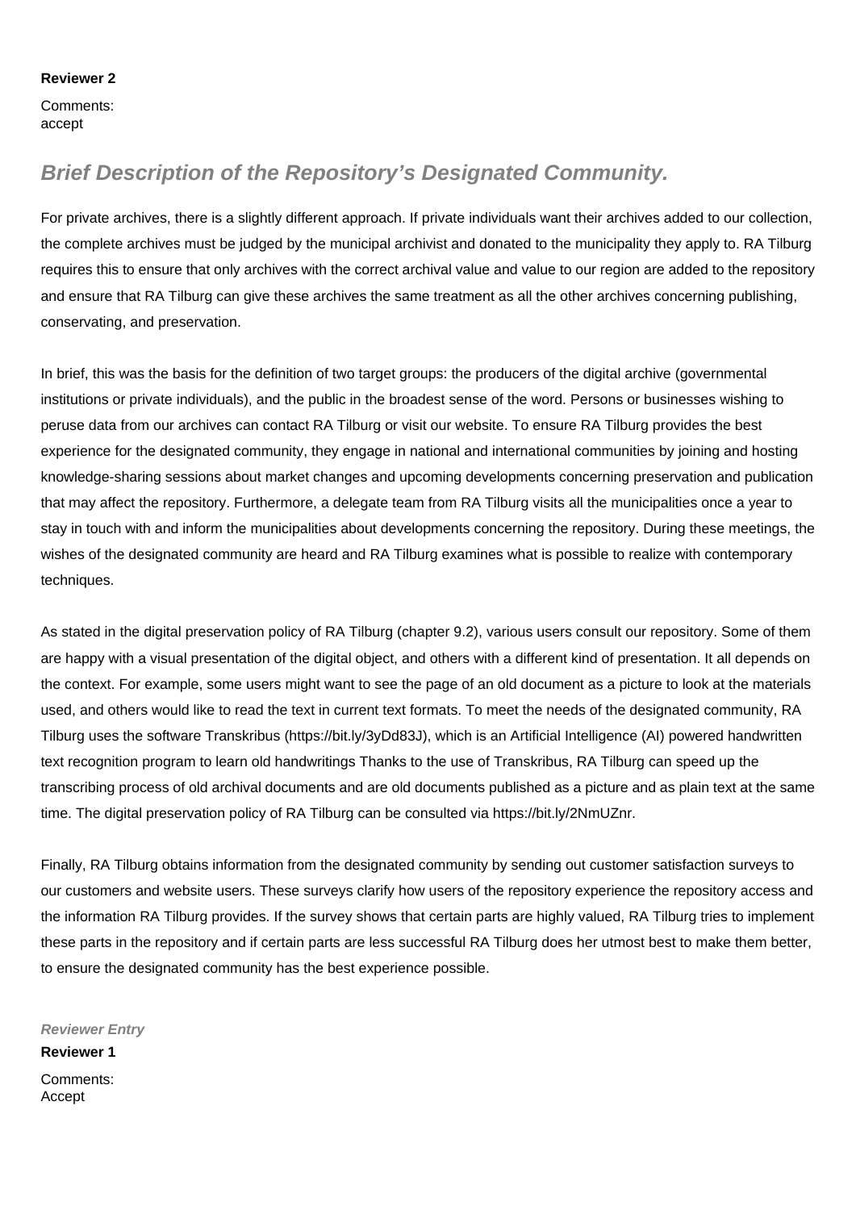**Reviewer 2**

Comments:
accept

## Brief Description of the Repository's Designated Community.

For private archives, there is a slightly different approach. If private individuals want their archives added to our collection, the complete archives must be judged by the municipal archivist and donated to the municipality they apply to. RA Tilburg requires this to ensure that only archives with the correct archival value and value to our region are added to the repository and ensure that RA Tilburg can give these archives the same treatment as all the other archives concerning publishing, conservating, and preservation.

In brief, this was the basis for the definition of two target groups: the producers of the digital archive (governmental institutions or private individuals), and the public in the broadest sense of the word. Persons or businesses wishing to peruse data from our archives can contact RA Tilburg or visit our website. To ensure RA Tilburg provides the best experience for the designated community, they engage in national and international communities by joining and hosting knowledge-sharing sessions about market changes and upcoming developments concerning preservation and publication that may affect the repository. Furthermore, a delegate team from RA Tilburg visits all the municipalities once a year to stay in touch with and inform the municipalities about developments concerning the repository. During these meetings, the wishes of the designated community are heard and RA Tilburg examines what is possible to realize with contemporary techniques.

As stated in the digital preservation policy of RA Tilburg (chapter 9.2), various users consult our repository. Some of them are happy with a visual presentation of the digital object, and others with a different kind of presentation. It all depends on the context. For example, some users might want to see the page of an old document as a picture to look at the materials used, and others would like to read the text in current text formats. To meet the needs of the designated community, RA Tilburg uses the software Transkribus (https://bit.ly/3yDd83J), which is an Artificial Intelligence (AI) powered handwritten text recognition program to learn old handwritings Thanks to the use of Transkribus, RA Tilburg can speed up the transcribing process of old archival documents and are old documents published as a picture and as plain text at the same time. The digital preservation policy of RA Tilburg can be consulted via https://bit.ly/2NmUZnr.

Finally, RA Tilburg obtains information from the designated community by sending out customer satisfaction surveys to our customers and website users. These surveys clarify how users of the repository experience the repository access and the information RA Tilburg provides. If the survey shows that certain parts are highly valued, RA Tilburg tries to implement these parts in the repository and if certain parts are less successful RA Tilburg does her utmost best to make them better, to ensure the designated community has the best experience possible.

***Reviewer Entry***

**Reviewer 1**

Comments:
Accept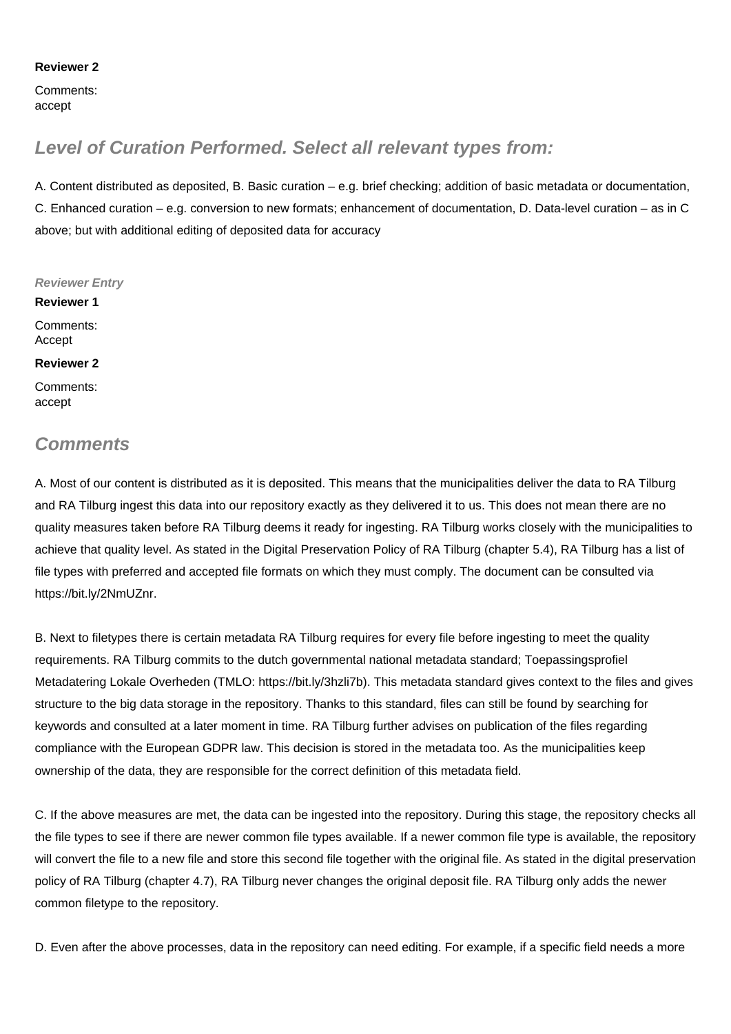**Reviewer 2**

Comments:
accept

## Level of Curation Performed. Select all relevant types from:

A. Content distributed as deposited, B. Basic curation – e.g. brief checking; addition of basic metadata or documentation, C. Enhanced curation – e.g. conversion to new formats; enhancement of documentation, D. Data-level curation – as in C above; but with additional editing of deposited data for accuracy

***Reviewer Entry***

**Reviewer 1**

Comments:
Accept

**Reviewer 2**

Comments:
accept

## Comments

A. Most of our content is distributed as it is deposited. This means that the municipalities deliver the data to RA Tilburg and RA Tilburg ingest this data into our repository exactly as they delivered it to us. This does not mean there are no quality measures taken before RA Tilburg deems it ready for ingesting. RA Tilburg works closely with the municipalities to achieve that quality level. As stated in the Digital Preservation Policy of RA Tilburg (chapter 5.4), RA Tilburg has a list of file types with preferred and accepted file formats on which they must comply. The document can be consulted via https://bit.ly/2NmUZnr.

B. Next to filetypes there is certain metadata RA Tilburg requires for every file before ingesting to meet the quality requirements. RA Tilburg commits to the dutch governmental national metadata standard; Toepassingsprofiel Metadatering Lokale Overheden (TMLO: https://bit.ly/3hzli7b). This metadata standard gives context to the files and gives structure to the big data storage in the repository. Thanks to this standard, files can still be found by searching for keywords and consulted at a later moment in time. RA Tilburg further advises on publication of the files regarding compliance with the European GDPR law. This decision is stored in the metadata too. As the municipalities keep ownership of the data, they are responsible for the correct definition of this metadata field.

C. If the above measures are met, the data can be ingested into the repository. During this stage, the repository checks all the file types to see if there are newer common file types available. If a newer common file type is available, the repository will convert the file to a new file and store this second file together with the original file. As stated in the digital preservation policy of RA Tilburg (chapter 4.7), RA Tilburg never changes the original deposit file. RA Tilburg only adds the newer common filetype to the repository.

D. Even after the above processes, data in the repository can need editing. For example, if a specific field needs a more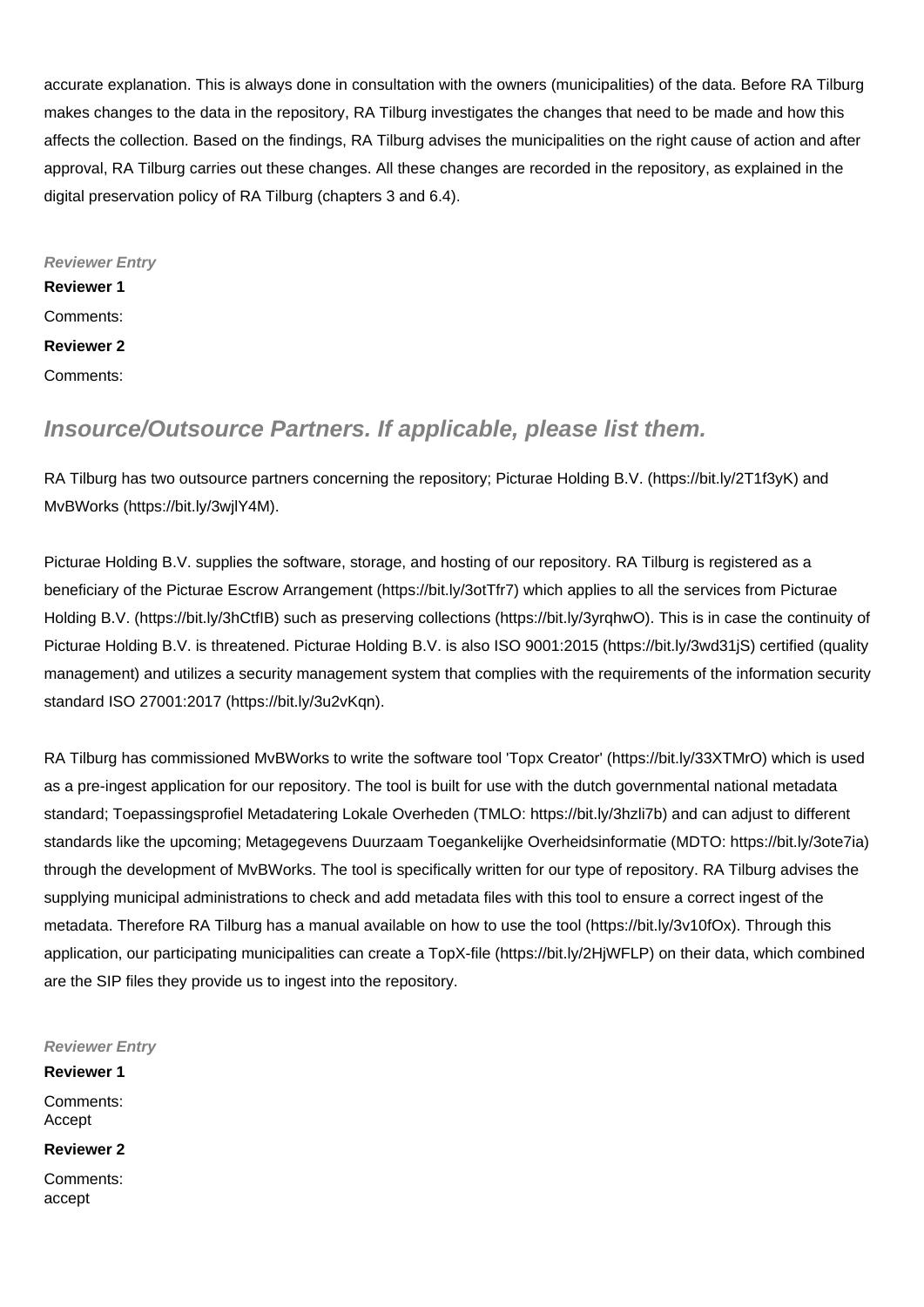accurate explanation. This is always done in consultation with the owners (municipalities) of the data. Before RA Tilburg makes changes to the data in the repository, RA Tilburg investigates the changes that need to be made and how this affects the collection. Based on the findings, RA Tilburg advises the municipalities on the right cause of action and after approval, RA Tilburg carries out these changes. All these changes are recorded in the repository, as explained in the digital preservation policy of RA Tilburg (chapters 3 and 6.4).

***Reviewer Entry***

**Reviewer 1**

Comments:

**Reviewer 2**

Comments:

## *Insource/Outsource Partners. If applicable, please list them.*

RA Tilburg has two outsource partners concerning the repository; Picturae Holding B.V. (https://bit.ly/2T1f3yK) and MvBWorks (https://bit.ly/3wjlY4M).

Picturae Holding B.V. supplies the software, storage, and hosting of our repository. RA Tilburg is registered as a beneficiary of the Picturae Escrow Arrangement (https://bit.ly/3otTfr7) which applies to all the services from Picturae Holding B.V. (https://bit.ly/3hCtfIB) such as preserving collections (https://bit.ly/3yrqhwO). This is in case the continuity of Picturae Holding B.V. is threatened. Picturae Holding B.V. is also ISO 9001:2015 (https://bit.ly/3wd31jS) certified (quality management) and utilizes a security management system that complies with the requirements of the information security standard ISO 27001:2017 (https://bit.ly/3u2vKqn).

RA Tilburg has commissioned MvBWorks to write the software tool 'Topx Creator' (https://bit.ly/33XTMrO) which is used as a pre-ingest application for our repository. The tool is built for use with the dutch governmental national metadata standard; Toepassingsprofiel Metadatering Lokale Overheden (TMLO: https://bit.ly/3hzli7b) and can adjust to different standards like the upcoming; Metagegevens Duurzaam Toegankelijke Overheidsinformatie (MDTO: https://bit.ly/3ote7ia) through the development of MvBWorks. The tool is specifically written for our type of repository. RA Tilburg advises the supplying municipal administrations to check and add metadata files with this tool to ensure a correct ingest of the metadata. Therefore RA Tilburg has a manual available on how to use the tool (https://bit.ly/3v10fOx). Through this application, our participating municipalities can create a TopX-file (https://bit.ly/2HjWFLP) on their data, which combined are the SIP files they provide us to ingest into the repository.

***Reviewer Entry***

**Reviewer 1**

Comments:
Accept

**Reviewer 2**

Comments:
accept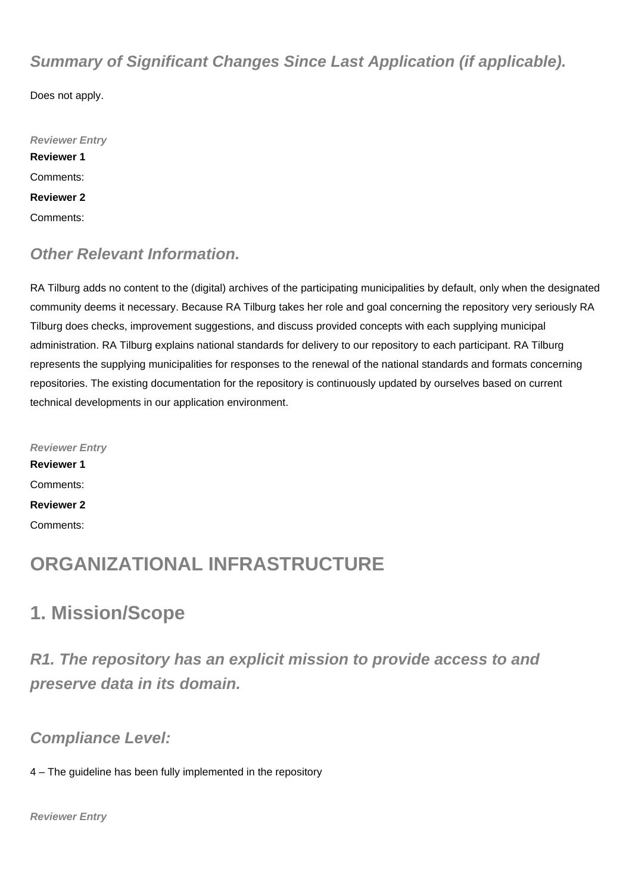### *Summary of Significant Changes Since Last Application (if applicable).*

Does not apply.

***Reviewer Entry***

**Reviewer 1**

Comments:

**Reviewer 2**

Comments:

### *Other Relevant Information.*

RA Tilburg adds no content to the (digital) archives of the participating municipalities by default, only when the designated community deems it necessary. Because RA Tilburg takes her role and goal concerning the repository very seriously RA Tilburg does checks, improvement suggestions, and discuss provided concepts with each supplying municipal administration. RA Tilburg explains national standards for delivery to our repository to each participant. RA Tilburg represents the supplying municipalities for responses to the renewal of the national standards and formats concerning repositories. The existing documentation for the repository is continuously updated by ourselves based on current technical developments in our application environment.

***Reviewer Entry***

**Reviewer 1**

Comments:

**Reviewer 2**

Comments:

# ORGANIZATIONAL INFRASTRUCTURE

## 1. Mission/Scope

### *R1. The repository has an explicit mission to provide access to and preserve data in its domain.*

### *Compliance Level:*

4 – The guideline has been fully implemented in the repository

***Reviewer Entry***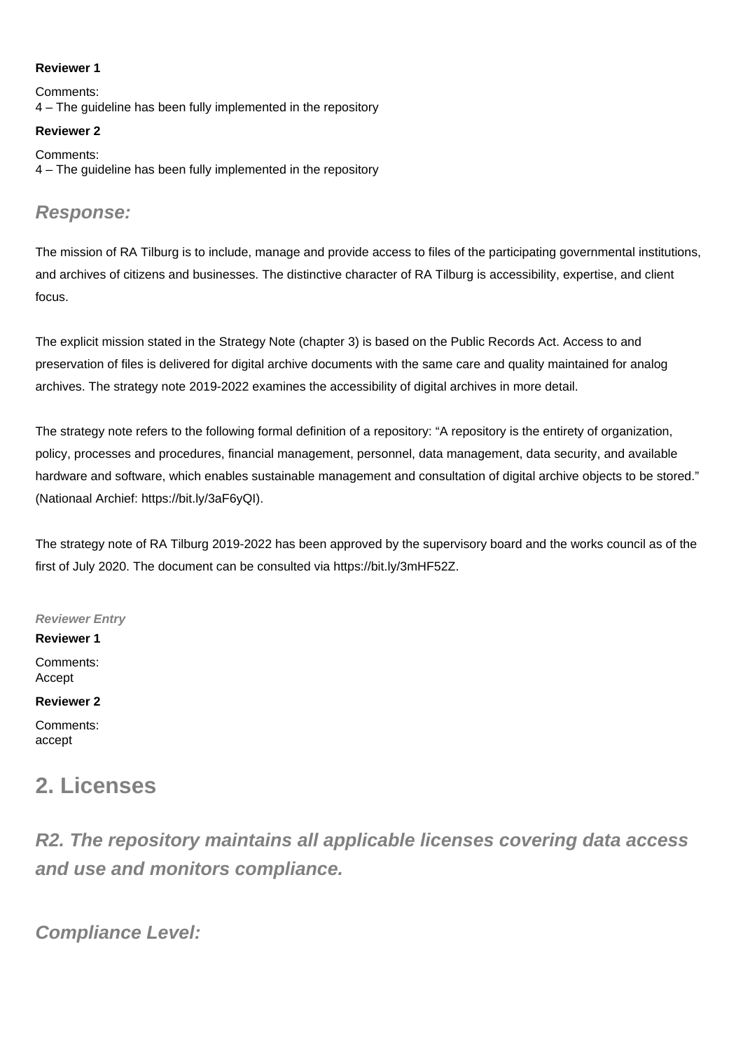**Reviewer 1**

Comments:
4 – The guideline has been fully implemented in the repository

**Reviewer 2**

Comments:
4 – The guideline has been fully implemented in the repository

### *Response:*

The mission of RA Tilburg is to include, manage and provide access to files of the participating governmental institutions, and archives of citizens and businesses. The distinctive character of RA Tilburg is accessibility, expertise, and client focus.

The explicit mission stated in the Strategy Note (chapter 3) is based on the Public Records Act. Access to and preservation of files is delivered for digital archive documents with the same care and quality maintained for analog archives. The strategy note 2019-2022 examines the accessibility of digital archives in more detail.

The strategy note refers to the following formal definition of a repository: “A repository is the entirety of organization, policy, processes and procedures, financial management, personnel, data management, data security, and available hardware and software, which enables sustainable management and consultation of digital archive objects to be stored.” (Nationaal Archief: https://bit.ly/3aF6yQI).

The strategy note of RA Tilburg 2019-2022 has been approved by the supervisory board and the works council as of the first of July 2020. The document can be consulted via https://bit.ly/3mHF52Z.

***Reviewer Entry***

**Reviewer 1**

Comments:
Accept

**Reviewer 2**

Comments:
accept

## 2. Licenses

### *R2. The repository maintains all applicable licenses covering data access and use and monitors compliance.*

### *Compliance Level:*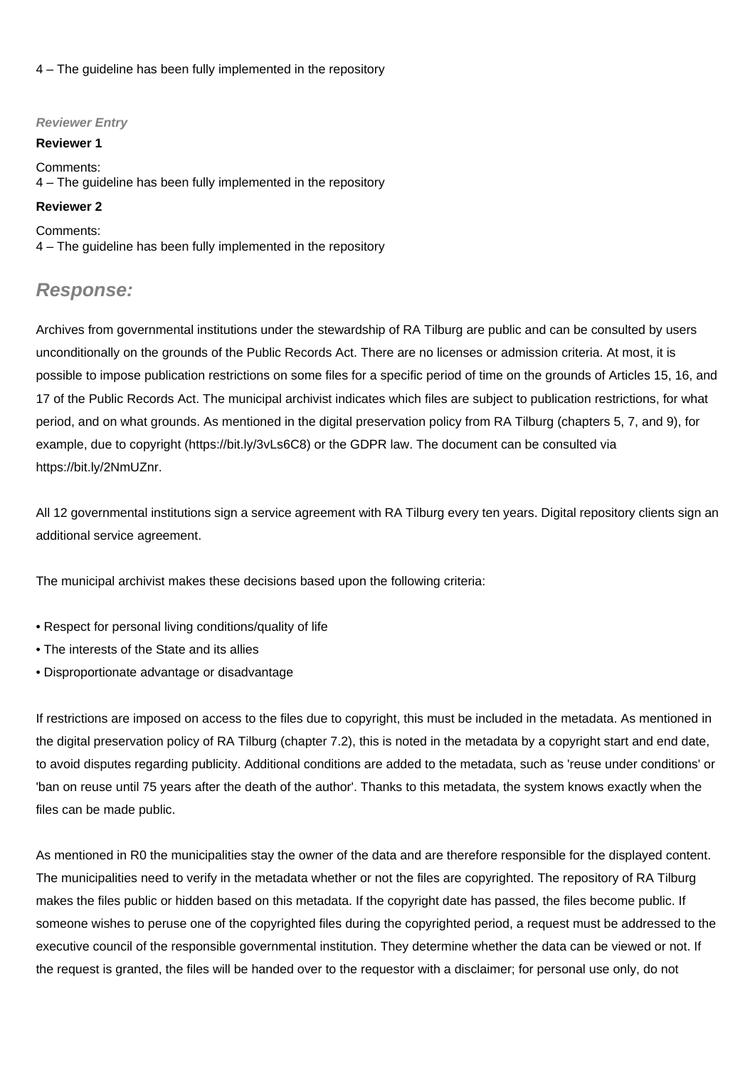4 – The guideline has been fully implemented in the repository

*Reviewer Entry*

**Reviewer 1**

Comments:
4 – The guideline has been fully implemented in the repository

**Reviewer 2**

Comments:
4 – The guideline has been fully implemented in the repository

## *Response:*

Archives from governmental institutions under the stewardship of RA Tilburg are public and can be consulted by users unconditionally on the grounds of the Public Records Act. There are no licenses or admission criteria. At most, it is possible to impose publication restrictions on some files for a specific period of time on the grounds of Articles 15, 16, and 17 of the Public Records Act. The municipal archivist indicates which files are subject to publication restrictions, for what period, and on what grounds. As mentioned in the digital preservation policy from RA Tilburg (chapters 5, 7, and 9), for example, due to copyright (https://bit.ly/3vLs6C8) or the GDPR law. The document can be consulted via https://bit.ly/2NmUZnr.

All 12 governmental institutions sign a service agreement with RA Tilburg every ten years. Digital repository clients sign an additional service agreement.

The municipal archivist makes these decisions based upon the following criteria:

- Respect for personal living conditions/quality of life
- The interests of the State and its allies
- Disproportionate advantage or disadvantage

If restrictions are imposed on access to the files due to copyright, this must be included in the metadata. As mentioned in the digital preservation policy of RA Tilburg (chapter 7.2), this is noted in the metadata by a copyright start and end date, to avoid disputes regarding publicity. Additional conditions are added to the metadata, such as 'reuse under conditions' or 'ban on reuse until 75 years after the death of the author'. Thanks to this metadata, the system knows exactly when the files can be made public.

As mentioned in R0 the municipalities stay the owner of the data and are therefore responsible for the displayed content. The municipalities need to verify in the metadata whether or not the files are copyrighted. The repository of RA Tilburg makes the files public or hidden based on this metadata. If the copyright date has passed, the files become public. If someone wishes to peruse one of the copyrighted files during the copyrighted period, a request must be addressed to the executive council of the responsible governmental institution. They determine whether the data can be viewed or not. If the request is granted, the files will be handed over to the requestor with a disclaimer; for personal use only, do not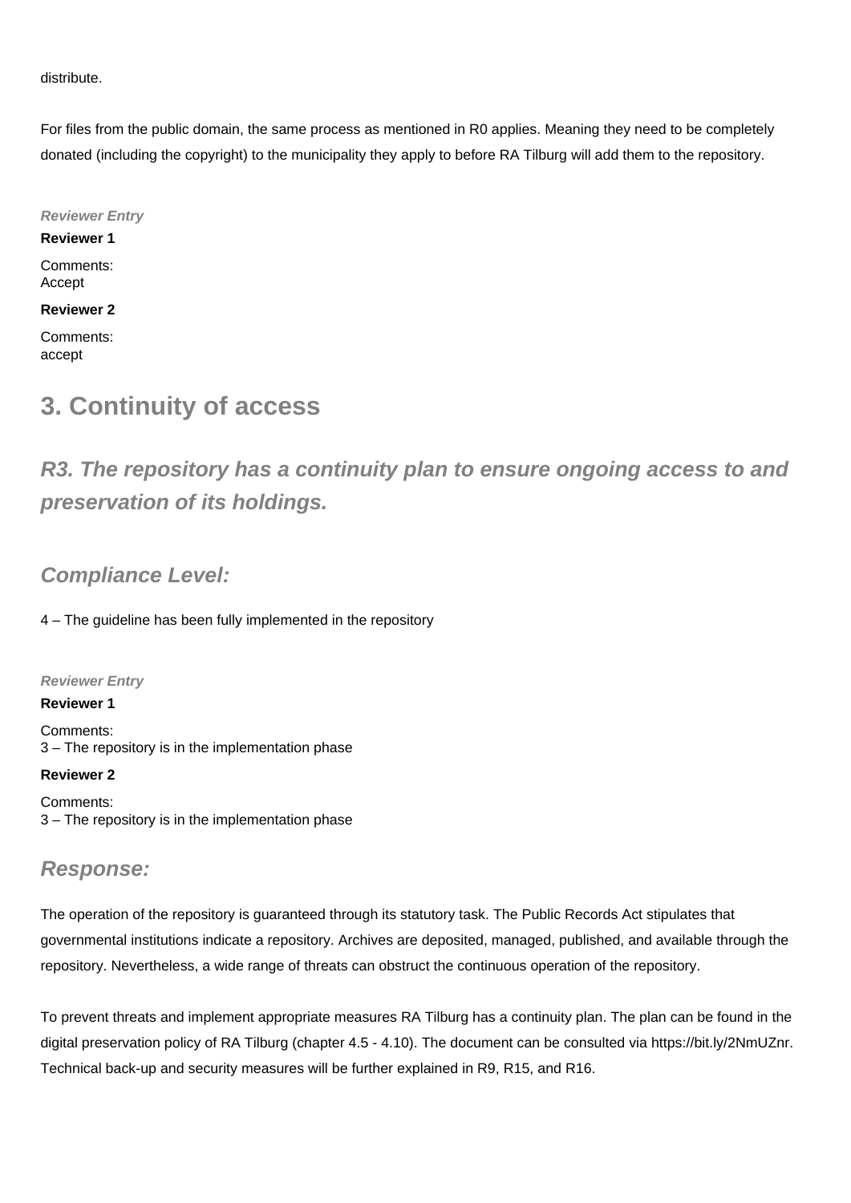distribute.

For files from the public domain, the same process as mentioned in R0 applies. Meaning they need to be completely donated (including the copyright) to the municipality they apply to before RA Tilburg will add them to the repository.

***Reviewer Entry***

**Reviewer 1**

Comments:
Accept

**Reviewer 2**

Comments:
accept

# 3. Continuity of access

## *R3. The repository has a continuity plan to ensure ongoing access to and preservation of its holdings.*

### *Compliance Level:*

4 – The guideline has been fully implemented in the repository

***Reviewer Entry***

**Reviewer 1**

Comments:
3 – The repository is in the implementation phase

**Reviewer 2**

Comments:
3 – The repository is in the implementation phase

### *Response:*

The operation of the repository is guaranteed through its statutory task. The Public Records Act stipulates that governmental institutions indicate a repository. Archives are deposited, managed, published, and available through the repository. Nevertheless, a wide range of threats can obstruct the continuous operation of the repository.

To prevent threats and implement appropriate measures RA Tilburg has a continuity plan. The plan can be found in the digital preservation policy of RA Tilburg (chapter 4.5 - 4.10). The document can be consulted via https://bit.ly/2NmUZnr. Technical back-up and security measures will be further explained in R9, R15, and R16.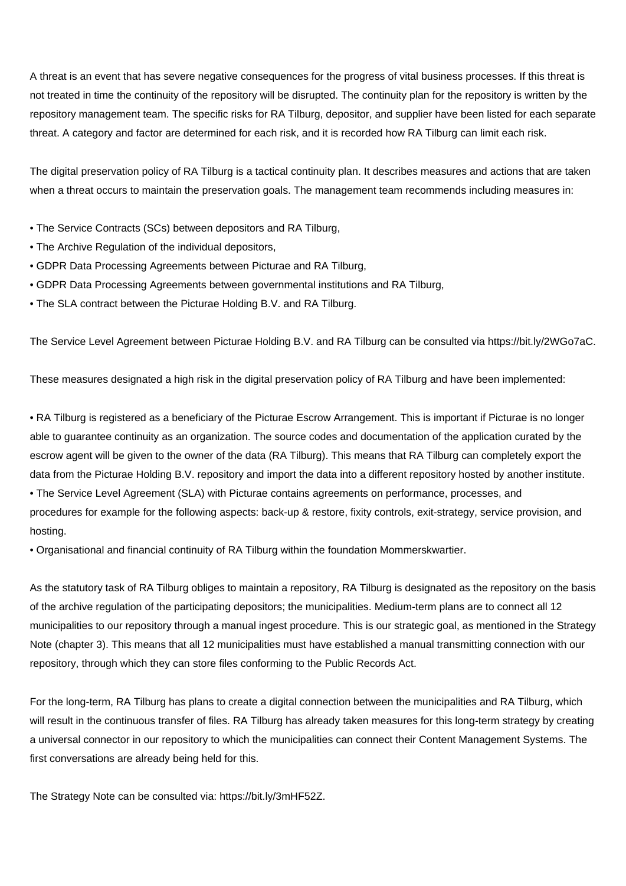A threat is an event that has severe negative consequences for the progress of vital business processes. If this threat is not treated in time the continuity of the repository will be disrupted. The continuity plan for the repository is written by the repository management team. The specific risks for RA Tilburg, depositor, and supplier have been listed for each separate threat. A category and factor are determined for each risk, and it is recorded how RA Tilburg can limit each risk.

The digital preservation policy of RA Tilburg is a tactical continuity plan. It describes measures and actions that are taken when a threat occurs to maintain the preservation goals. The management team recommends including measures in:

- The Service Contracts (SCs) between depositors and RA Tilburg,
- The Archive Regulation of the individual depositors,
- GDPR Data Processing Agreements between Picturae and RA Tilburg,
- GDPR Data Processing Agreements between governmental institutions and RA Tilburg,
- The SLA contract between the Picturae Holding B.V. and RA Tilburg.

The Service Level Agreement between Picturae Holding B.V. and RA Tilburg can be consulted via https://bit.ly/2WGo7aC.

These measures designated a high risk in the digital preservation policy of RA Tilburg and have been implemented:

- RA Tilburg is registered as a beneficiary of the Picturae Escrow Arrangement. This is important if Picturae is no longer able to guarantee continuity as an organization. The source codes and documentation of the application curated by the escrow agent will be given to the owner of the data (RA Tilburg). This means that RA Tilburg can completely export the data from the Picturae Holding B.V. repository and import the data into a different repository hosted by another institute.
- The Service Level Agreement (SLA) with Picturae contains agreements on performance, processes, and procedures for example for the following aspects: back-up & restore, fixity controls, exit-strategy, service provision, and hosting.
- Organisational and financial continuity of RA Tilburg within the foundation Mommerskwartier.

As the statutory task of RA Tilburg obliges to maintain a repository, RA Tilburg is designated as the repository on the basis of the archive regulation of the participating depositors; the municipalities. Medium-term plans are to connect all 12 municipalities to our repository through a manual ingest procedure. This is our strategic goal, as mentioned in the Strategy Note (chapter 3). This means that all 12 municipalities must have established a manual transmitting connection with our repository, through which they can store files conforming to the Public Records Act.

For the long-term, RA Tilburg has plans to create a digital connection between the municipalities and RA Tilburg, which will result in the continuous transfer of files. RA Tilburg has already taken measures for this long-term strategy by creating a universal connector in our repository to which the municipalities can connect their Content Management Systems. The first conversations are already being held for this.

The Strategy Note can be consulted via: https://bit.ly/3mHF52Z.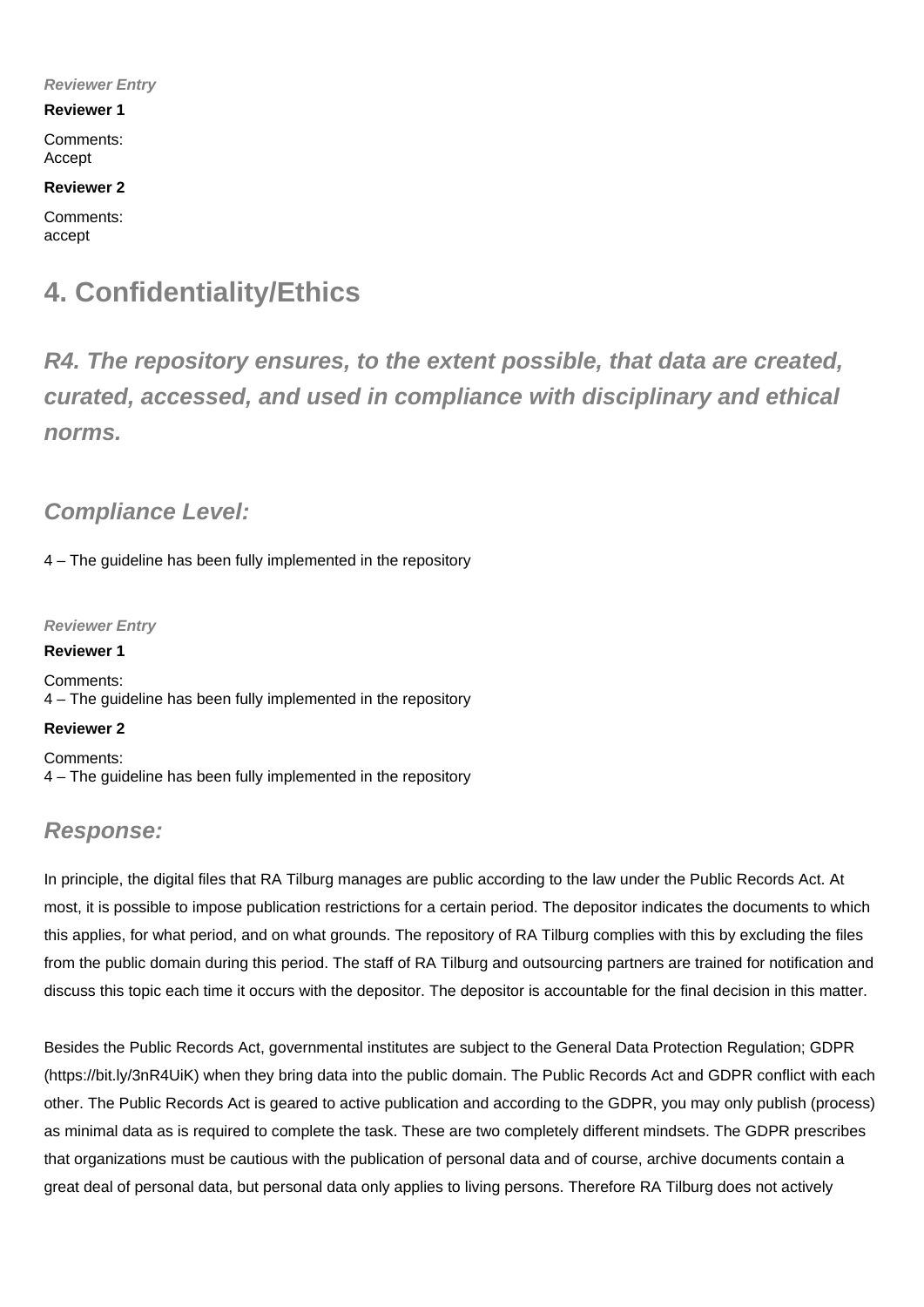***Reviewer Entry***

**Reviewer 1**

Comments:
Accept

**Reviewer 2**

Comments:
accept

# 4. Confidentiality/Ethics

## *R4. The repository ensures, to the extent possible, that data are created, curated, accessed, and used in compliance with disciplinary and ethical norms.*

### *Compliance Level:*

4 – The guideline has been fully implemented in the repository

***Reviewer Entry***

**Reviewer 1**

Comments:
4 – The guideline has been fully implemented in the repository

**Reviewer 2**

Comments:
4 – The guideline has been fully implemented in the repository

### *Response:*

In principle, the digital files that RA Tilburg manages are public according to the law under the Public Records Act. At most, it is possible to impose publication restrictions for a certain period. The depositor indicates the documents to which this applies, for what period, and on what grounds. The repository of RA Tilburg complies with this by excluding the files from the public domain during this period. The staff of RA Tilburg and outsourcing partners are trained for notification and discuss this topic each time it occurs with the depositor. The depositor is accountable for the final decision in this matter.

Besides the Public Records Act, governmental institutes are subject to the General Data Protection Regulation; GDPR (https://bit.ly/3nR4UiK) when they bring data into the public domain. The Public Records Act and GDPR conflict with each other. The Public Records Act is geared to active publication and according to the GDPR, you may only publish (process) as minimal data as is required to complete the task. These are two completely different mindsets. The GDPR prescribes that organizations must be cautious with the publication of personal data and of course, archive documents contain a great deal of personal data, but personal data only applies to living persons. Therefore RA Tilburg does not actively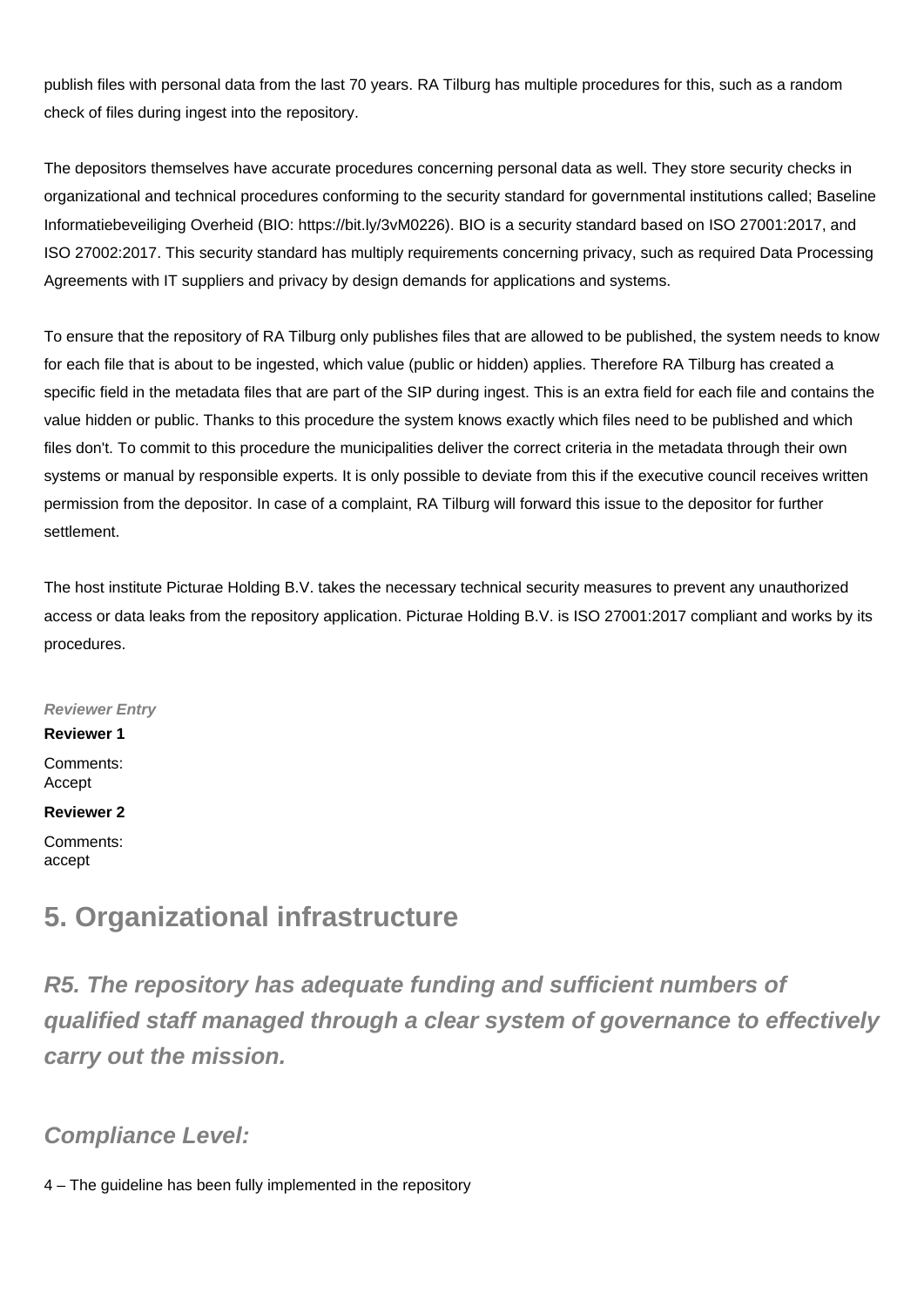publish files with personal data from the last 70 years. RA Tilburg has multiple procedures for this, such as a random check of files during ingest into the repository.

The depositors themselves have accurate procedures concerning personal data as well. They store security checks in organizational and technical procedures conforming to the security standard for governmental institutions called; Baseline Informatiebeveiliging Overheid (BIO: https://bit.ly/3vM0226). BIO is a security standard based on ISO 27001:2017, and ISO 27002:2017. This security standard has multiply requirements concerning privacy, such as required Data Processing Agreements with IT suppliers and privacy by design demands for applications and systems.

To ensure that the repository of RA Tilburg only publishes files that are allowed to be published, the system needs to know for each file that is about to be ingested, which value (public or hidden) applies. Therefore RA Tilburg has created a specific field in the metadata files that are part of the SIP during ingest. This is an extra field for each file and contains the value hidden or public. Thanks to this procedure the system knows exactly which files need to be published and which files don't. To commit to this procedure the municipalities deliver the correct criteria in the metadata through their own systems or manual by responsible experts. It is only possible to deviate from this if the executive council receives written permission from the depositor. In case of a complaint, RA Tilburg will forward this issue to the depositor for further settlement.

The host institute Picturae Holding B.V. takes the necessary technical security measures to prevent any unauthorized access or data leaks from the repository application. Picturae Holding B.V. is ISO 27001:2017 compliant and works by its procedures.

*Reviewer Entry*

**Reviewer 1**

Comments:
Accept

**Reviewer 2**

Comments:
accept

## 5. Organizational infrastructure

### *R5. The repository has adequate funding and sufficient numbers of qualified staff managed through a clear system of governance to effectively carry out the mission.*

### *Compliance Level:*

4 – The guideline has been fully implemented in the repository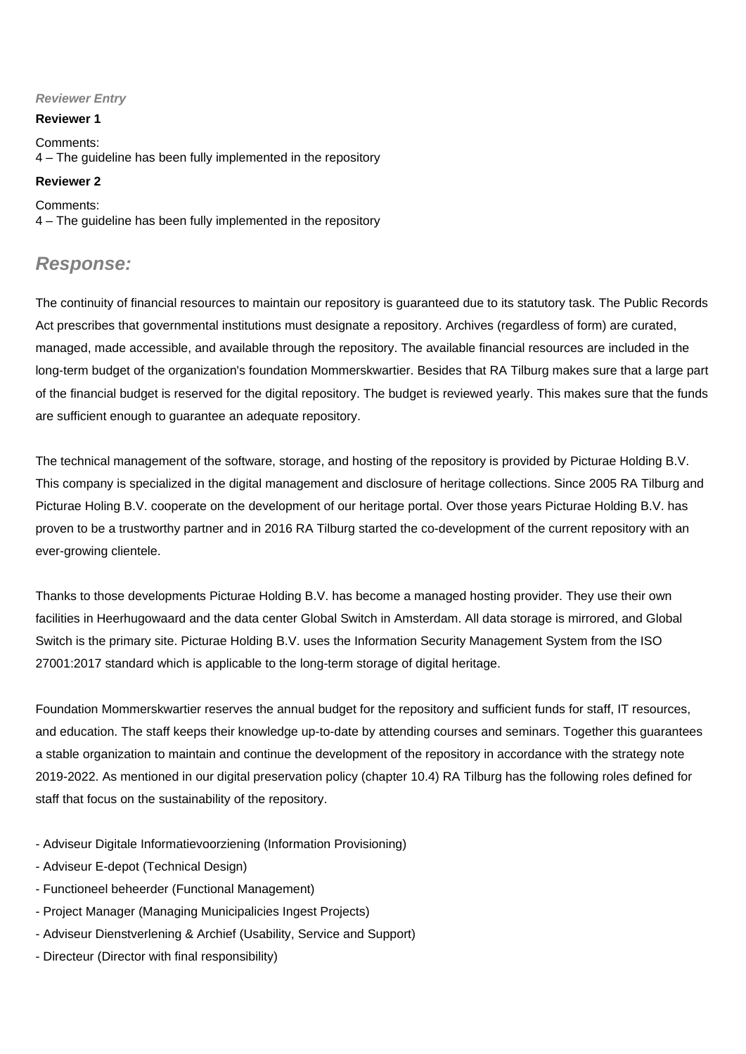***Reviewer Entry***

**Reviewer 1**

Comments:
4 – The guideline has been fully implemented in the repository

**Reviewer 2**

Comments:
4 – The guideline has been fully implemented in the repository

## *Response:*

The continuity of financial resources to maintain our repository is guaranteed due to its statutory task. The Public Records Act prescribes that governmental institutions must designate a repository. Archives (regardless of form) are curated, managed, made accessible, and available through the repository. The available financial resources are included in the long-term budget of the organization's foundation Mommerskwartier. Besides that RA Tilburg makes sure that a large part of the financial budget is reserved for the digital repository. The budget is reviewed yearly. This makes sure that the funds are sufficient enough to guarantee an adequate repository.

The technical management of the software, storage, and hosting of the repository is provided by Picturae Holding B.V. This company is specialized in the digital management and disclosure of heritage collections. Since 2005 RA Tilburg and Picturae Holing B.V. cooperate on the development of our heritage portal. Over those years Picturae Holding B.V. has proven to be a trustworthy partner and in 2016 RA Tilburg started the co-development of the current repository with an ever-growing clientele.

Thanks to those developments Picturae Holding B.V. has become a managed hosting provider. They use their own facilities in Heerhugowaard and the data center Global Switch in Amsterdam. All data storage is mirrored, and Global Switch is the primary site. Picturae Holding B.V. uses the Information Security Management System from the ISO 27001:2017 standard which is applicable to the long-term storage of digital heritage.

Foundation Mommerskwartier reserves the annual budget for the repository and sufficient funds for staff, IT resources, and education. The staff keeps their knowledge up-to-date by attending courses and seminars. Together this guarantees a stable organization to maintain and continue the development of the repository in accordance with the strategy note 2019-2022. As mentioned in our digital preservation policy (chapter 10.4) RA Tilburg has the following roles defined for staff that focus on the sustainability of the repository.

- Adviseur Digitale Informatievoorziening (Information Provisioning)
- Adviseur E-depot (Technical Design)
- Functioneel beheerder (Functional Management)
- Project Manager (Managing Municipalicies Ingest Projects)
- Adviseur Dienstverlening & Archief (Usability, Service and Support)
- Directeur (Director with final responsibility)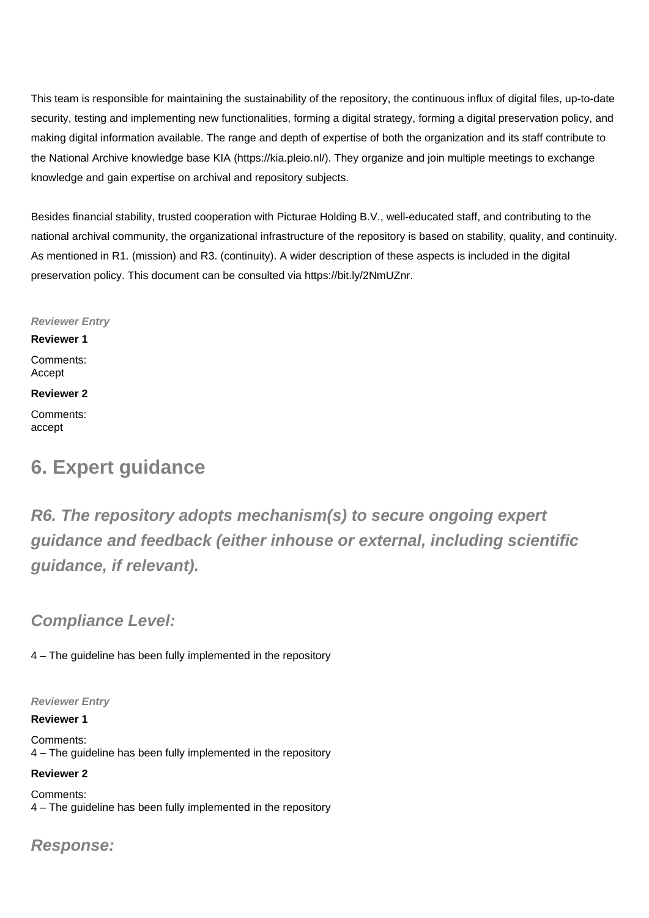This team is responsible for maintaining the sustainability of the repository, the continuous influx of digital files, up-to-date security, testing and implementing new functionalities, forming a digital strategy, forming a digital preservation policy, and making digital information available. The range and depth of expertise of both the organization and its staff contribute to the National Archive knowledge base KIA (https://kia.pleio.nl/). They organize and join multiple meetings to exchange knowledge and gain expertise on archival and repository subjects.

Besides financial stability, trusted cooperation with Picturae Holding B.V., well-educated staff, and contributing to the national archival community, the organizational infrastructure of the repository is based on stability, quality, and continuity. As mentioned in R1. (mission) and R3. (continuity). A wider description of these aspects is included in the digital preservation policy. This document can be consulted via https://bit.ly/2NmUZnr.

***Reviewer Entry***

**Reviewer 1**

Comments:
Accept

**Reviewer 2**

Comments:
accept

## 6. Expert guidance

### *R6. The repository adopts mechanism(s) to secure ongoing expert guidance and feedback (either inhouse or external, including scientific guidance, if relevant).*

### *Compliance Level:*

4 – The guideline has been fully implemented in the repository

***Reviewer Entry***

**Reviewer 1**

Comments:
4 – The guideline has been fully implemented in the repository

**Reviewer 2**

Comments:
4 – The guideline has been fully implemented in the repository

### *Response:*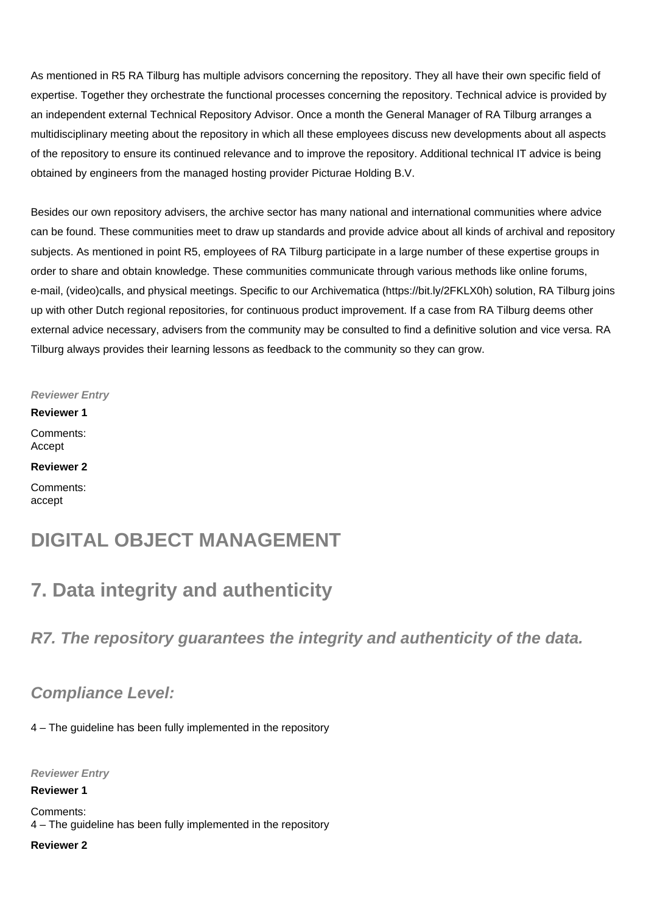As mentioned in R5 RA Tilburg has multiple advisors concerning the repository. They all have their own specific field of expertise. Together they orchestrate the functional processes concerning the repository. Technical advice is provided by an independent external Technical Repository Advisor. Once a month the General Manager of RA Tilburg arranges a multidisciplinary meeting about the repository in which all these employees discuss new developments about all aspects of the repository to ensure its continued relevance and to improve the repository. Additional technical IT advice is being obtained by engineers from the managed hosting provider Picturae Holding B.V.

Besides our own repository advisers, the archive sector has many national and international communities where advice can be found. These communities meet to draw up standards and provide advice about all kinds of archival and repository subjects. As mentioned in point R5, employees of RA Tilburg participate in a large number of these expertise groups in order to share and obtain knowledge. These communities communicate through various methods like online forums, e-mail, (video)calls, and physical meetings. Specific to our Archivematica (https://bit.ly/2FKLX0h) solution, RA Tilburg joins up with other Dutch regional repositories, for continuous product improvement. If a case from RA Tilburg deems other external advice necessary, advisers from the community may be consulted to find a definitive solution and vice versa. RA Tilburg always provides their learning lessons as feedback to the community so they can grow.

*Reviewer Entry*

**Reviewer 1**

Comments:
Accept

**Reviewer 2**

Comments:
accept

# DIGITAL OBJECT MANAGEMENT

# 7. Data integrity and authenticity

## *R7. The repository guarantees the integrity and authenticity of the data.*

### *Compliance Level:*

4 – The guideline has been fully implemented in the repository

*Reviewer Entry*

**Reviewer 1**

Comments:
4 – The guideline has been fully implemented in the repository

**Reviewer 2**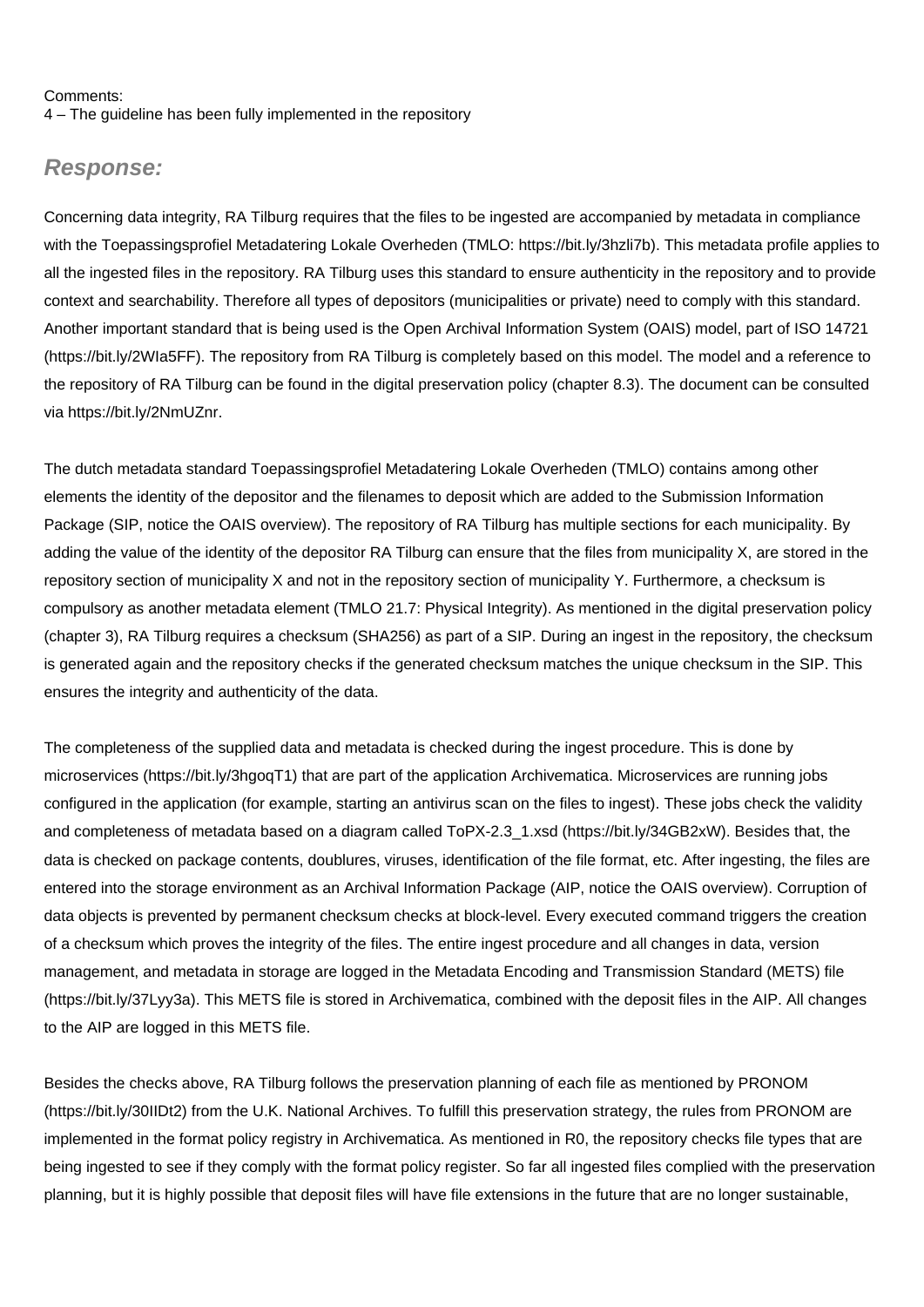Comments:
4 – The guideline has been fully implemented in the repository

## ***Response:***

Concerning data integrity, RA Tilburg requires that the files to be ingested are accompanied by metadata in compliance with the Toepassingsprofiel Metadatering Lokale Overheden (TMLO: https://bit.ly/3hzli7b). This metadata profile applies to all the ingested files in the repository. RA Tilburg uses this standard to ensure authenticity in the repository and to provide context and searchability. Therefore all types of depositors (municipalities or private) need to comply with this standard. Another important standard that is being used is the Open Archival Information System (OAIS) model, part of ISO 14721 (https://bit.ly/2WIa5FF). The repository from RA Tilburg is completely based on this model. The model and a reference to the repository of RA Tilburg can be found in the digital preservation policy (chapter 8.3). The document can be consulted via https://bit.ly/2NmUZnr.

The dutch metadata standard Toepassingsprofiel Metadatering Lokale Overheden (TMLO) contains among other elements the identity of the depositor and the filenames to deposit which are added to the Submission Information Package (SIP, notice the OAIS overview). The repository of RA Tilburg has multiple sections for each municipality. By adding the value of the identity of the depositor RA Tilburg can ensure that the files from municipality X, are stored in the repository section of municipality X and not in the repository section of municipality Y. Furthermore, a checksum is compulsory as another metadata element (TMLO 21.7: Physical Integrity). As mentioned in the digital preservation policy (chapter 3), RA Tilburg requires a checksum (SHA256) as part of a SIP. During an ingest in the repository, the checksum is generated again and the repository checks if the generated checksum matches the unique checksum in the SIP. This ensures the integrity and authenticity of the data.

The completeness of the supplied data and metadata is checked during the ingest procedure. This is done by microservices (https://bit.ly/3hgoqT1) that are part of the application Archivematica. Microservices are running jobs configured in the application (for example, starting an antivirus scan on the files to ingest). These jobs check the validity and completeness of metadata based on a diagram called ToPX-2.3_1.xsd (https://bit.ly/34GB2xW). Besides that, the data is checked on package contents, doublures, viruses, identification of the file format, etc. After ingesting, the files are entered into the storage environment as an Archival Information Package (AIP, notice the OAIS overview). Corruption of data objects is prevented by permanent checksum checks at block-level. Every executed command triggers the creation of a checksum which proves the integrity of the files. The entire ingest procedure and all changes in data, version management, and metadata in storage are logged in the Metadata Encoding and Transmission Standard (METS) file (https://bit.ly/37Lyy3a). This METS file is stored in Archivematica, combined with the deposit files in the AIP. All changes to the AIP are logged in this METS file.

Besides the checks above, RA Tilburg follows the preservation planning of each file as mentioned by PRONOM (https://bit.ly/30IIDt2) from the U.K. National Archives. To fulfill this preservation strategy, the rules from PRONOM are implemented in the format policy registry in Archivematica. As mentioned in R0, the repository checks file types that are being ingested to see if they comply with the format policy register. So far all ingested files complied with the preservation planning, but it is highly possible that deposit files will have file extensions in the future that are no longer sustainable,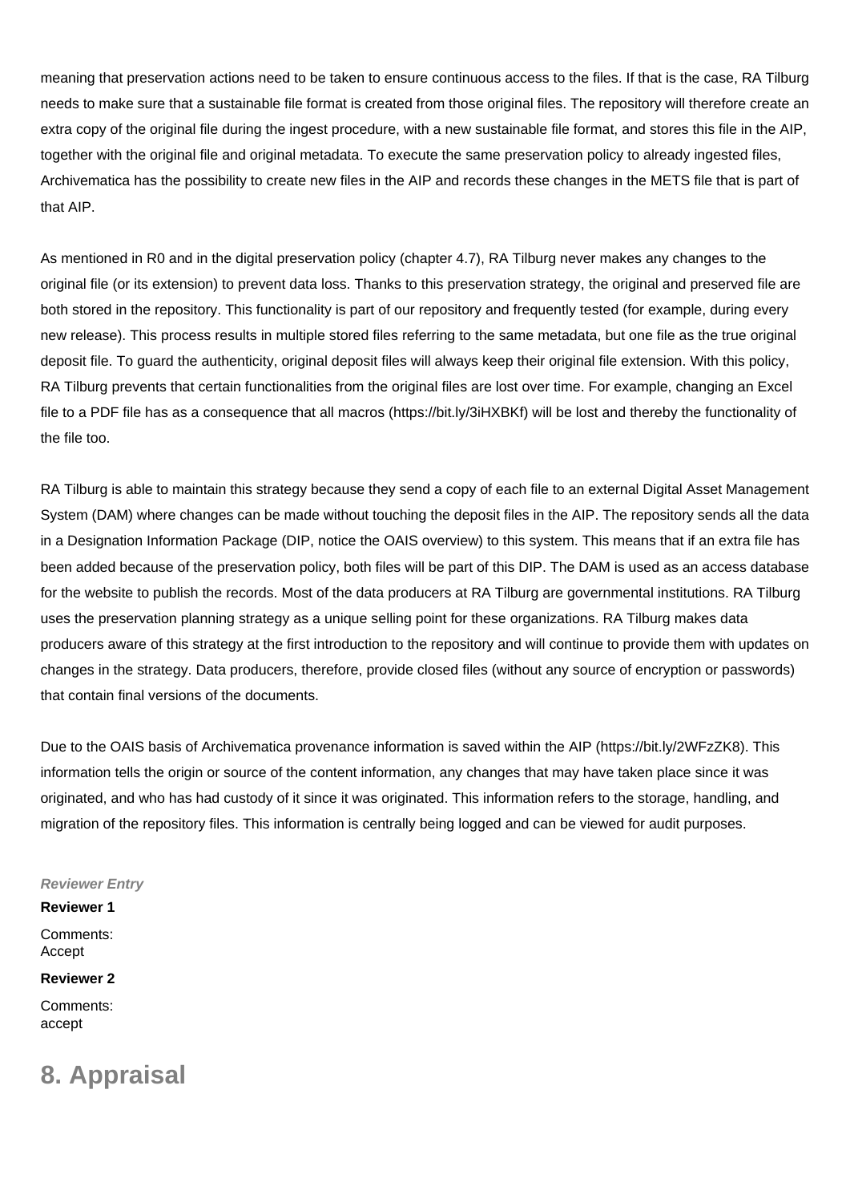meaning that preservation actions need to be taken to ensure continuous access to the files. If that is the case, RA Tilburg needs to make sure that a sustainable file format is created from those original files. The repository will therefore create an extra copy of the original file during the ingest procedure, with a new sustainable file format, and stores this file in the AIP, together with the original file and original metadata. To execute the same preservation policy to already ingested files, Archivematica has the possibility to create new files in the AIP and records these changes in the METS file that is part of that AIP.

As mentioned in R0 and in the digital preservation policy (chapter 4.7), RA Tilburg never makes any changes to the original file (or its extension) to prevent data loss. Thanks to this preservation strategy, the original and preserved file are both stored in the repository. This functionality is part of our repository and frequently tested (for example, during every new release). This process results in multiple stored files referring to the same metadata, but one file as the true original deposit file. To guard the authenticity, original deposit files will always keep their original file extension. With this policy, RA Tilburg prevents that certain functionalities from the original files are lost over time. For example, changing an Excel file to a PDF file has as a consequence that all macros (https://bit.ly/3iHXBKf) will be lost and thereby the functionality of the file too.

RA Tilburg is able to maintain this strategy because they send a copy of each file to an external Digital Asset Management System (DAM) where changes can be made without touching the deposit files in the AIP. The repository sends all the data in a Designation Information Package (DIP, notice the OAIS overview) to this system. This means that if an extra file has been added because of the preservation policy, both files will be part of this DIP. The DAM is used as an access database for the website to publish the records. Most of the data producers at RA Tilburg are governmental institutions. RA Tilburg uses the preservation planning strategy as a unique selling point for these organizations. RA Tilburg makes data producers aware of this strategy at the first introduction to the repository and will continue to provide them with updates on changes in the strategy. Data producers, therefore, provide closed files (without any source of encryption or passwords) that contain final versions of the documents.

Due to the OAIS basis of Archivematica provenance information is saved within the AIP (https://bit.ly/2WFzZK8). This information tells the origin or source of the content information, any changes that may have taken place since it was originated, and who has had custody of it since it was originated. This information refers to the storage, handling, and migration of the repository files. This information is centrally being logged and can be viewed for audit purposes.

***Reviewer Entry***

**Reviewer 1**

Comments:
Accept

**Reviewer 2**

Comments:
accept

## 8. Appraisal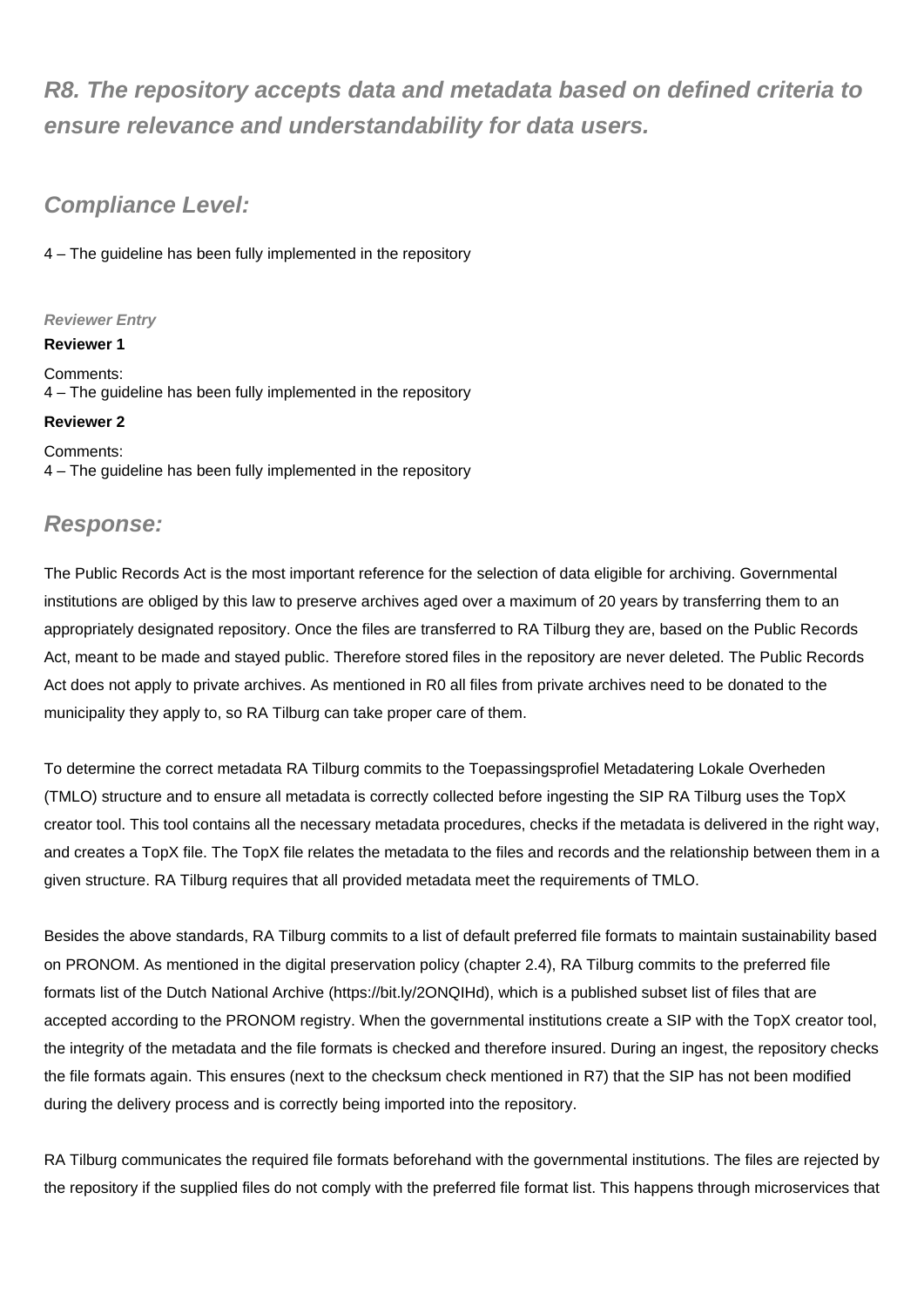## *R8. The repository accepts data and metadata based on defined criteria to ensure relevance and understandability for data users.*

## *Compliance Level:*

4 – The guideline has been fully implemented in the repository

***Reviewer Entry***

**Reviewer 1**

Comments:
4 – The guideline has been fully implemented in the repository

**Reviewer 2**

Comments:
4 – The guideline has been fully implemented in the repository

## *Response:*

The Public Records Act is the most important reference for the selection of data eligible for archiving. Governmental institutions are obliged by this law to preserve archives aged over a maximum of 20 years by transferring them to an appropriately designated repository. Once the files are transferred to RA Tilburg they are, based on the Public Records Act, meant to be made and stayed public. Therefore stored files in the repository are never deleted. The Public Records Act does not apply to private archives. As mentioned in R0 all files from private archives need to be donated to the municipality they apply to, so RA Tilburg can take proper care of them.

To determine the correct metadata RA Tilburg commits to the Toepassingsprofiel Metadatering Lokale Overheden (TMLO) structure and to ensure all metadata is correctly collected before ingesting the SIP RA Tilburg uses the TopX creator tool. This tool contains all the necessary metadata procedures, checks if the metadata is delivered in the right way, and creates a TopX file. The TopX file relates the metadata to the files and records and the relationship between them in a given structure. RA Tilburg requires that all provided metadata meet the requirements of TMLO.

Besides the above standards, RA Tilburg commits to a list of default preferred file formats to maintain sustainability based on PRONOM. As mentioned in the digital preservation policy (chapter 2.4), RA Tilburg commits to the preferred file formats list of the Dutch National Archive (https://bit.ly/2ONQIHd), which is a published subset list of files that are accepted according to the PRONOM registry. When the governmental institutions create a SIP with the TopX creator tool, the integrity of the metadata and the file formats is checked and therefore insured. During an ingest, the repository checks the file formats again. This ensures (next to the checksum check mentioned in R7) that the SIP has not been modified during the delivery process and is correctly being imported into the repository.

RA Tilburg communicates the required file formats beforehand with the governmental institutions. The files are rejected by the repository if the supplied files do not comply with the preferred file format list. This happens through microservices that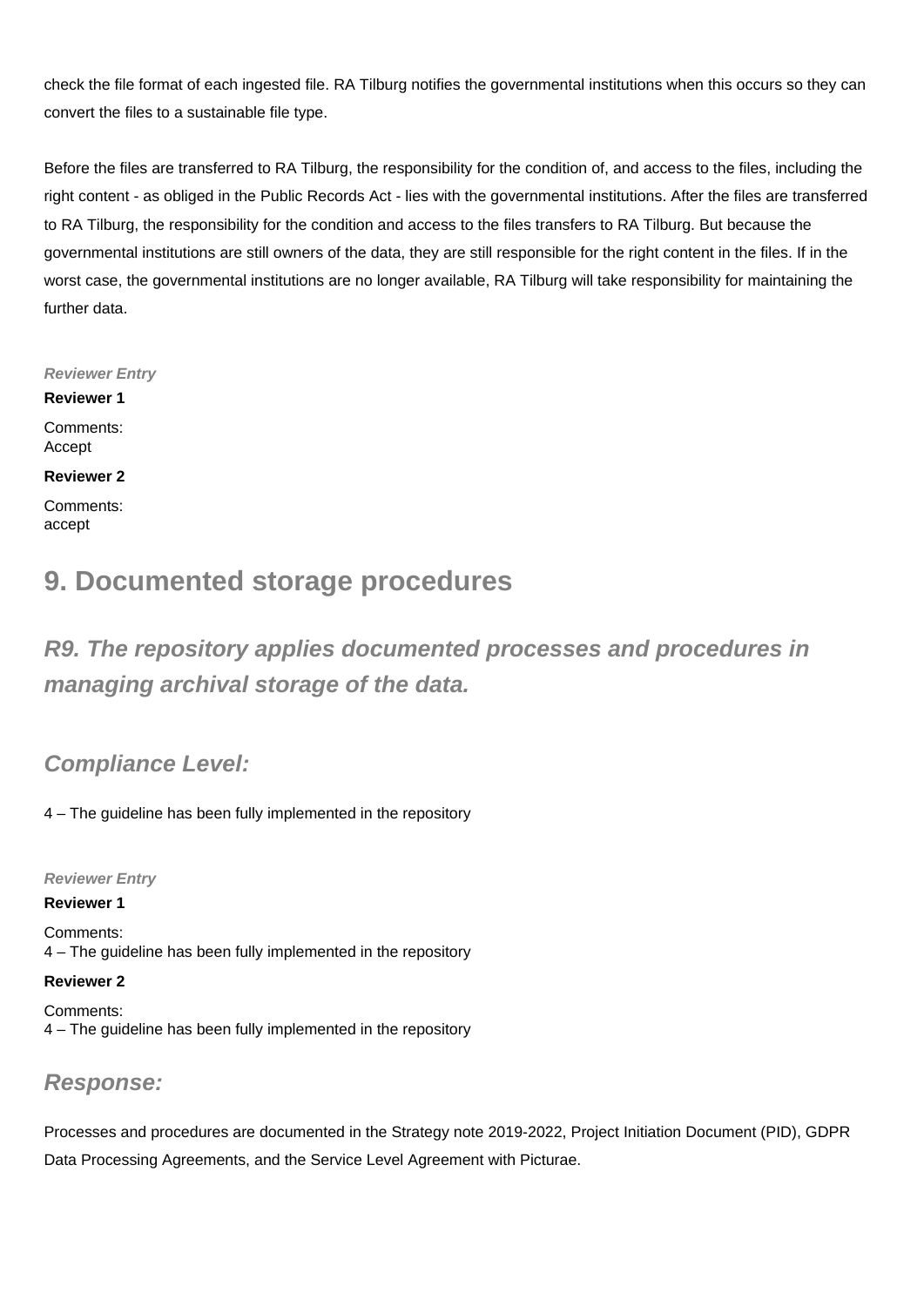check the file format of each ingested file. RA Tilburg notifies the governmental institutions when this occurs so they can convert the files to a sustainable file type.

Before the files are transferred to RA Tilburg, the responsibility for the condition of, and access to the files, including the right content - as obliged in the Public Records Act - lies with the governmental institutions. After the files are transferred to RA Tilburg, the responsibility for the condition and access to the files transfers to RA Tilburg. But because the governmental institutions are still owners of the data, they are still responsible for the right content in the files. If in the worst case, the governmental institutions are no longer available, RA Tilburg will take responsibility for maintaining the further data.

***Reviewer Entry***

**Reviewer 1**

Comments:
Accept

**Reviewer 2**

Comments:
accept

# 9. Documented storage procedures

## *R9. The repository applies documented processes and procedures in managing archival storage of the data.*

### *Compliance Level:*

4 – The guideline has been fully implemented in the repository

***Reviewer Entry***

**Reviewer 1**

Comments:
4 – The guideline has been fully implemented in the repository

**Reviewer 2**

Comments:
4 – The guideline has been fully implemented in the repository

### *Response:*

Processes and procedures are documented in the Strategy note 2019-2022, Project Initiation Document (PID), GDPR Data Processing Agreements, and the Service Level Agreement with Picturae.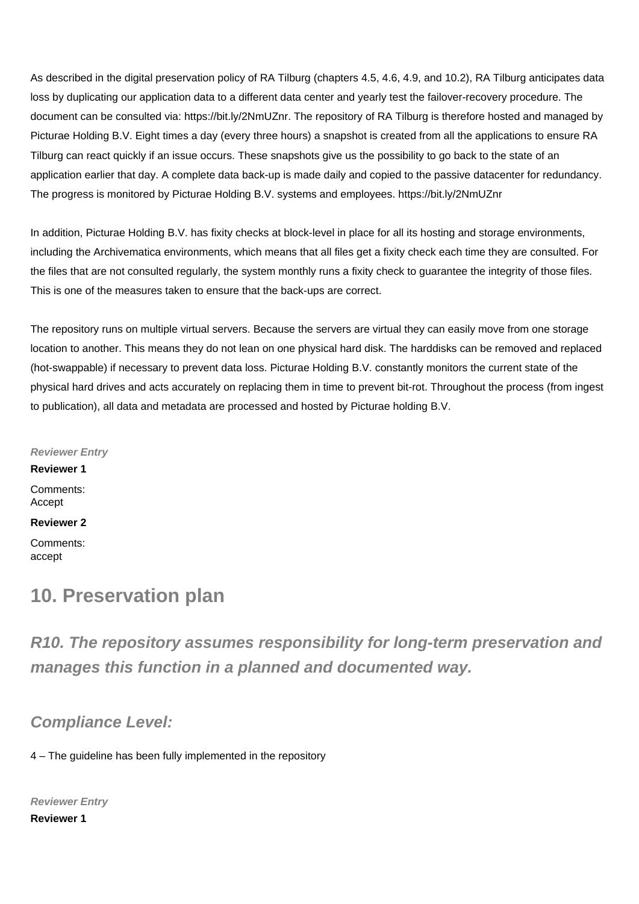As described in the digital preservation policy of RA Tilburg (chapters 4.5, 4.6, 4.9, and 10.2), RA Tilburg anticipates data loss by duplicating our application data to a different data center and yearly test the failover-recovery procedure. The document can be consulted via: https://bit.ly/2NmUZnr. The repository of RA Tilburg is therefore hosted and managed by Picturae Holding B.V. Eight times a day (every three hours) a snapshot is created from all the applications to ensure RA Tilburg can react quickly if an issue occurs. These snapshots give us the possibility to go back to the state of an application earlier that day. A complete data back-up is made daily and copied to the passive datacenter for redundancy. The progress is monitored by Picturae Holding B.V. systems and employees. https://bit.ly/2NmUZnr

In addition, Picturae Holding B.V. has fixity checks at block-level in place for all its hosting and storage environments, including the Archivematica environments, which means that all files get a fixity check each time they are consulted. For the files that are not consulted regularly, the system monthly runs a fixity check to guarantee the integrity of those files. This is one of the measures taken to ensure that the back-ups are correct.

The repository runs on multiple virtual servers. Because the servers are virtual they can easily move from one storage location to another. This means they do not lean on one physical hard disk. The harddisks can be removed and replaced (hot-swappable) if necessary to prevent data loss. Picturae Holding B.V. constantly monitors the current state of the physical hard drives and acts accurately on replacing them in time to prevent bit-rot. Throughout the process (from ingest to publication), all data and metadata are processed and hosted by Picturae holding B.V.

***Reviewer Entry***

**Reviewer 1**

Comments:
Accept

**Reviewer 2**

Comments:
accept

## 10. Preservation plan

### *R10. The repository assumes responsibility for long-term preservation and manages this function in a planned and documented way.*

### *Compliance Level:*

4 – The guideline has been fully implemented in the repository

***Reviewer Entry***

**Reviewer 1**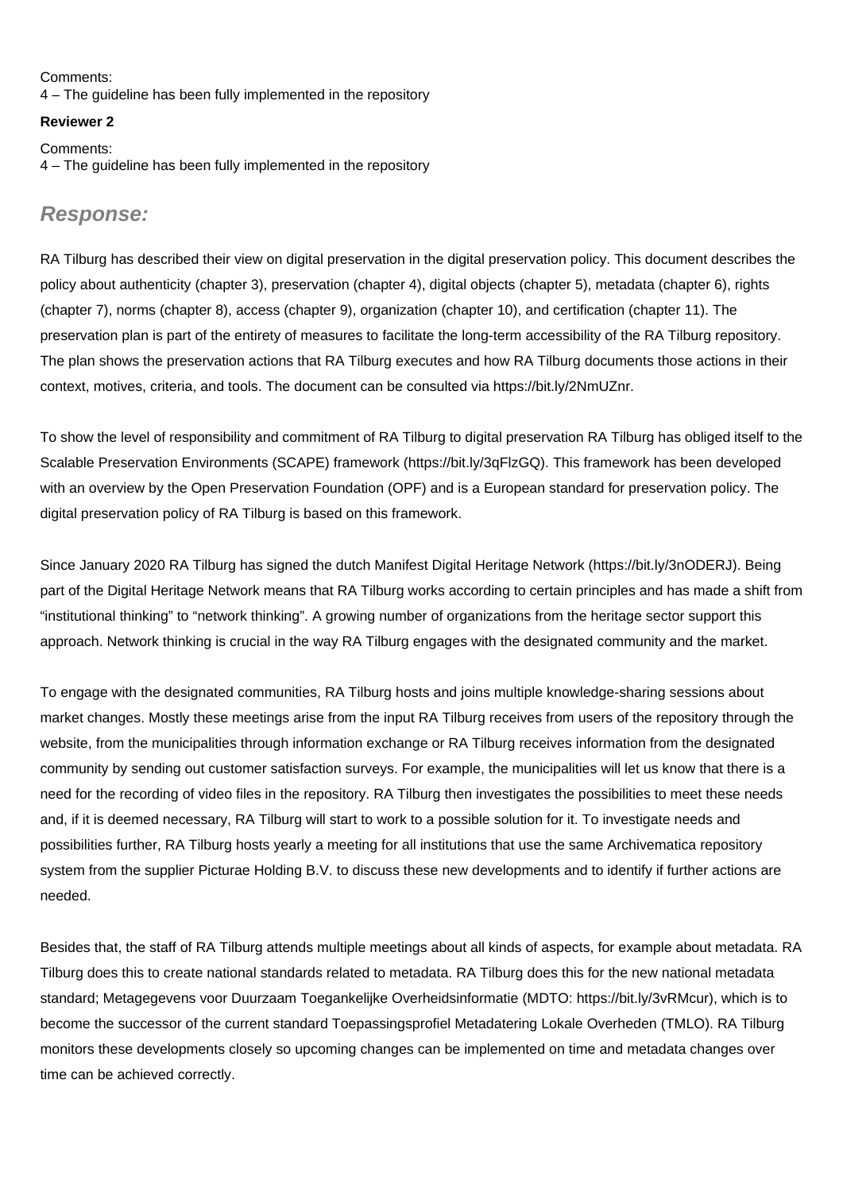Comments:
4 – The guideline has been fully implemented in the repository

**Reviewer 2**

Comments:
4 – The guideline has been fully implemented in the repository

## *Response:*

RA Tilburg has described their view on digital preservation in the digital preservation policy. This document describes the policy about authenticity (chapter 3), preservation (chapter 4), digital objects (chapter 5), metadata (chapter 6), rights (chapter 7), norms (chapter 8), access (chapter 9), organization (chapter 10), and certification (chapter 11). The preservation plan is part of the entirety of measures to facilitate the long-term accessibility of the RA Tilburg repository. The plan shows the preservation actions that RA Tilburg executes and how RA Tilburg documents those actions in their context, motives, criteria, and tools. The document can be consulted via https://bit.ly/2NmUZnr.

To show the level of responsibility and commitment of RA Tilburg to digital preservation RA Tilburg has obliged itself to the Scalable Preservation Environments (SCAPE) framework (https://bit.ly/3qFlzGQ). This framework has been developed with an overview by the Open Preservation Foundation (OPF) and is a European standard for preservation policy. The digital preservation policy of RA Tilburg is based on this framework.

Since January 2020 RA Tilburg has signed the dutch Manifest Digital Heritage Network (https://bit.ly/3nODERJ). Being part of the Digital Heritage Network means that RA Tilburg works according to certain principles and has made a shift from "institutional thinking" to "network thinking". A growing number of organizations from the heritage sector support this approach. Network thinking is crucial in the way RA Tilburg engages with the designated community and the market.

To engage with the designated communities, RA Tilburg hosts and joins multiple knowledge-sharing sessions about market changes. Mostly these meetings arise from the input RA Tilburg receives from users of the repository through the website, from the municipalities through information exchange or RA Tilburg receives information from the designated community by sending out customer satisfaction surveys. For example, the municipalities will let us know that there is a need for the recording of video files in the repository. RA Tilburg then investigates the possibilities to meet these needs and, if it is deemed necessary, RA Tilburg will start to work to a possible solution for it. To investigate needs and possibilities further, RA Tilburg hosts yearly a meeting for all institutions that use the same Archivematica repository system from the supplier Picturae Holding B.V. to discuss these new developments and to identify if further actions are needed.

Besides that, the staff of RA Tilburg attends multiple meetings about all kinds of aspects, for example about metadata. RA Tilburg does this to create national standards related to metadata. RA Tilburg does this for the new national metadata standard; Metagegevens voor Duurzaam Toegankelijke Overheidsinformatie (MDTO: https://bit.ly/3vRMcur), which is to become the successor of the current standard Toepassingsprofiel Metadatering Lokale Overheden (TMLO). RA Tilburg monitors these developments closely so upcoming changes can be implemented on time and metadata changes over time can be achieved correctly.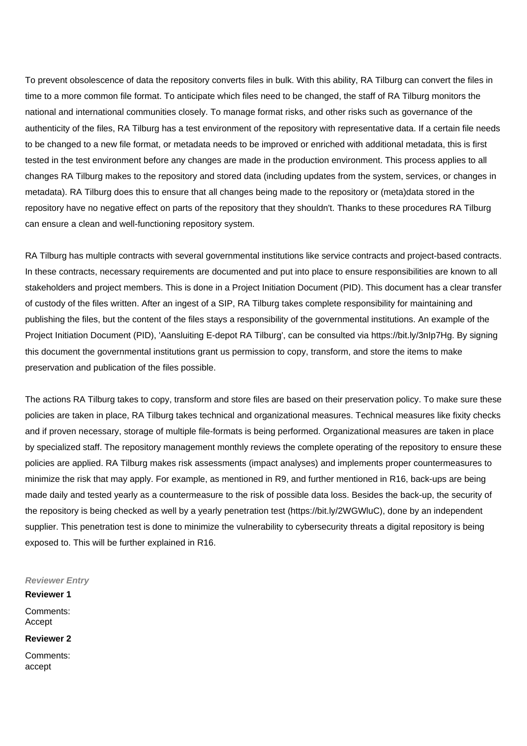To prevent obsolescence of data the repository converts files in bulk. With this ability, RA Tilburg can convert the files in time to a more common file format. To anticipate which files need to be changed, the staff of RA Tilburg monitors the national and international communities closely. To manage format risks, and other risks such as governance of the authenticity of the files, RA Tilburg has a test environment of the repository with representative data. If a certain file needs to be changed to a new file format, or metadata needs to be improved or enriched with additional metadata, this is first tested in the test environment before any changes are made in the production environment. This process applies to all changes RA Tilburg makes to the repository and stored data (including updates from the system, services, or changes in metadata). RA Tilburg does this to ensure that all changes being made to the repository or (meta)data stored in the repository have no negative effect on parts of the repository that they shouldn't. Thanks to these procedures RA Tilburg can ensure a clean and well-functioning repository system.

RA Tilburg has multiple contracts with several governmental institutions like service contracts and project-based contracts. In these contracts, necessary requirements are documented and put into place to ensure responsibilities are known to all stakeholders and project members. This is done in a Project Initiation Document (PID). This document has a clear transfer of custody of the files written. After an ingest of a SIP, RA Tilburg takes complete responsibility for maintaining and publishing the files, but the content of the files stays a responsibility of the governmental institutions. An example of the Project Initiation Document (PID), 'Aansluiting E-depot RA Tilburg', can be consulted via https://bit.ly/3nIp7Hg. By signing this document the governmental institutions grant us permission to copy, transform, and store the items to make preservation and publication of the files possible.

The actions RA Tilburg takes to copy, transform and store files are based on their preservation policy. To make sure these policies are taken in place, RA Tilburg takes technical and organizational measures. Technical measures like fixity checks and if proven necessary, storage of multiple file-formats is being performed. Organizational measures are taken in place by specialized staff. The repository management monthly reviews the complete operating of the repository to ensure these policies are applied. RA Tilburg makes risk assessments (impact analyses) and implements proper countermeasures to minimize the risk that may apply. For example, as mentioned in R9, and further mentioned in R16, back-ups are being made daily and tested yearly as a countermeasure to the risk of possible data loss. Besides the back-up, the security of the repository is being checked as well by a yearly penetration test (https://bit.ly/2WGWluC), done by an independent supplier. This penetration test is done to minimize the vulnerability to cybersecurity threats a digital repository is being exposed to. This will be further explained in R16.

***Reviewer Entry***

**Reviewer 1**

Comments:
Accept

**Reviewer 2**

Comments:
accept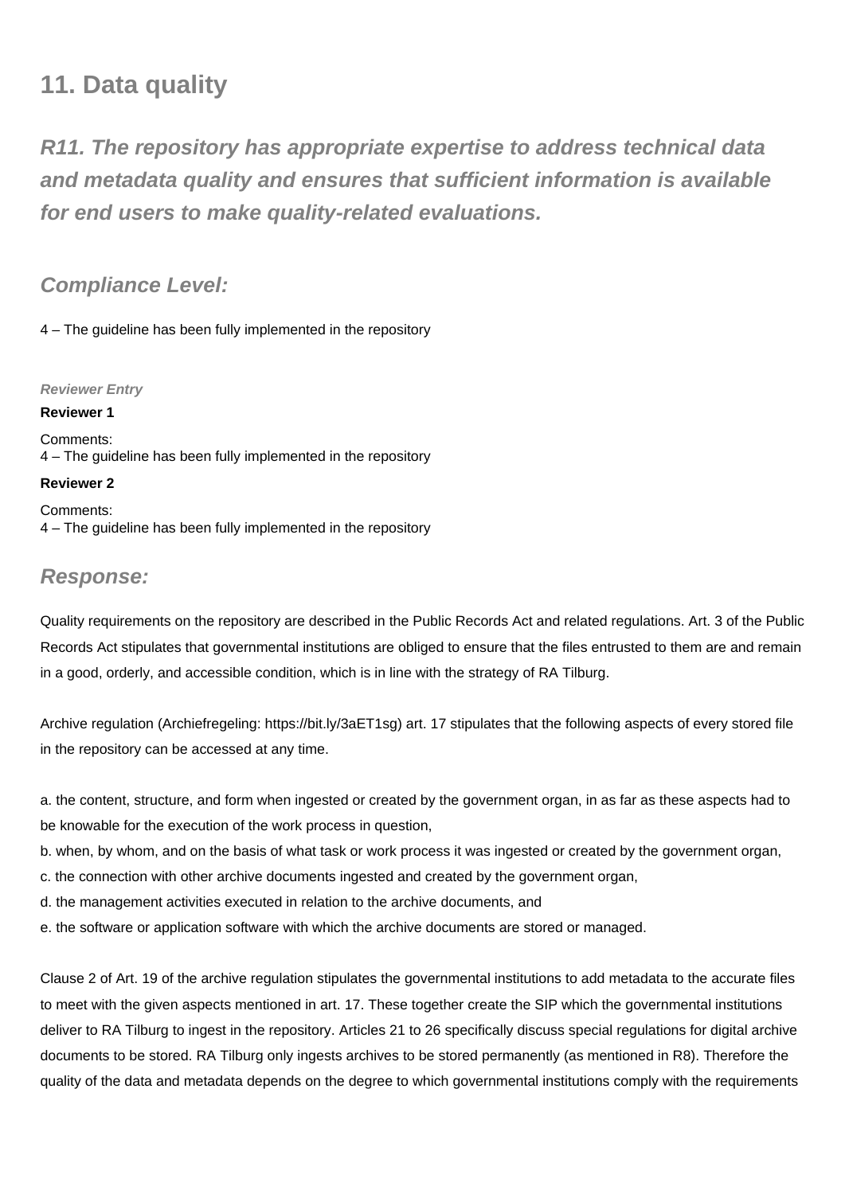## 11. Data quality

### *R11. The repository has appropriate expertise to address technical data and metadata quality and ensures that sufficient information is available for end users to make quality-related evaluations.*

### *Compliance Level:*

4 – The guideline has been fully implemented in the repository

*Reviewer Entry*

**Reviewer 1**

Comments:
4 – The guideline has been fully implemented in the repository

**Reviewer 2**

Comments:
4 – The guideline has been fully implemented in the repository

### *Response:*

Quality requirements on the repository are described in the Public Records Act and related regulations. Art. 3 of the Public Records Act stipulates that governmental institutions are obliged to ensure that the files entrusted to them are and remain in a good, orderly, and accessible condition, which is in line with the strategy of RA Tilburg.

Archive regulation (Archiefregeling: https://bit.ly/3aET1sg) art. 17 stipulates that the following aspects of every stored file in the repository can be accessed at any time.

a. the content, structure, and form when ingested or created by the government organ, in as far as these aspects had to be knowable for the execution of the work process in question,
b. when, by whom, and on the basis of what task or work process it was ingested or created by the government organ,
c. the connection with other archive documents ingested and created by the government organ,
d. the management activities executed in relation to the archive documents, and
e. the software or application software with which the archive documents are stored or managed.

Clause 2 of Art. 19 of the archive regulation stipulates the governmental institutions to add metadata to the accurate files to meet with the given aspects mentioned in art. 17. These together create the SIP which the governmental institutions deliver to RA Tilburg to ingest in the repository. Articles 21 to 26 specifically discuss special regulations for digital archive documents to be stored. RA Tilburg only ingests archives to be stored permanently (as mentioned in R8). Therefore the quality of the data and metadata depends on the degree to which governmental institutions comply with the requirements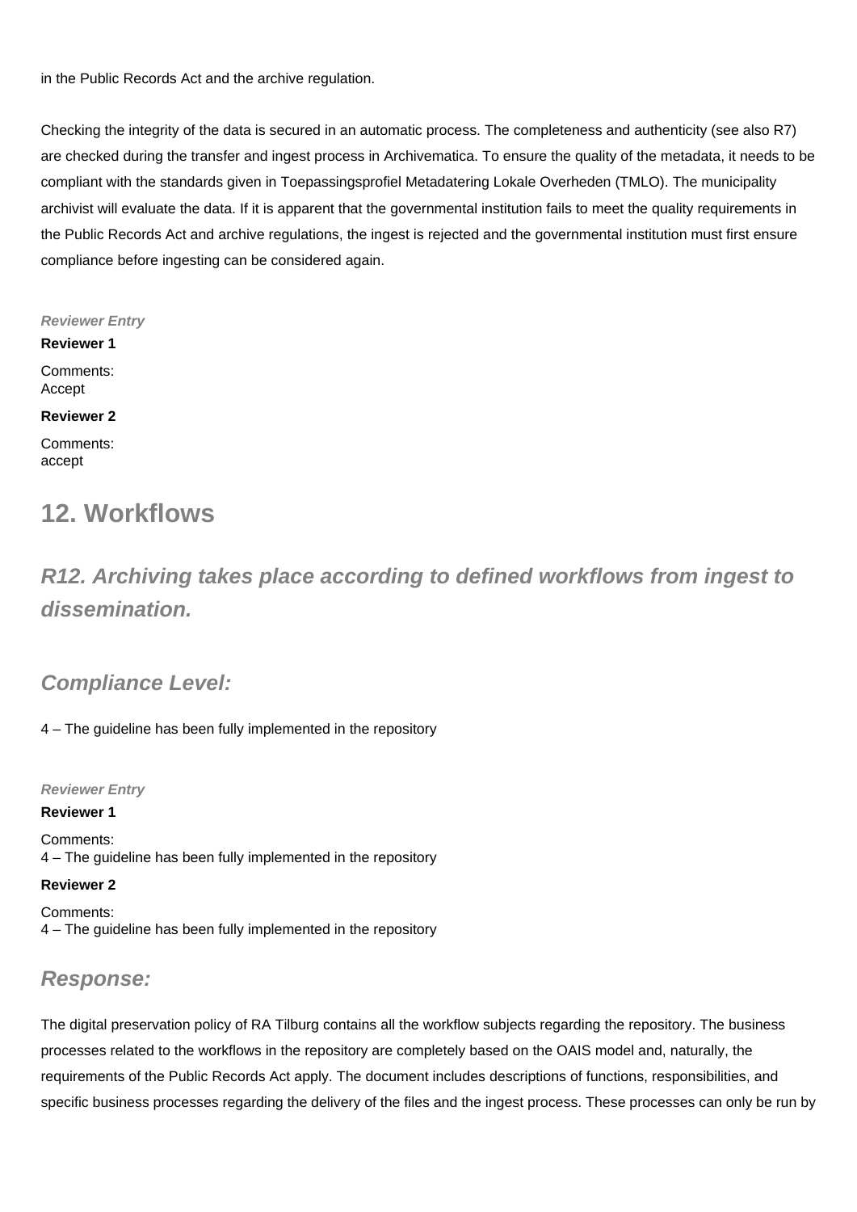in the Public Records Act and the archive regulation.

Checking the integrity of the data is secured in an automatic process. The completeness and authenticity (see also R7) are checked during the transfer and ingest process in Archivematica. To ensure the quality of the metadata, it needs to be compliant with the standards given in Toepassingsprofiel Metadatering Lokale Overheden (TMLO). The municipality archivist will evaluate the data. If it is apparent that the governmental institution fails to meet the quality requirements in the Public Records Act and archive regulations, the ingest is rejected and the governmental institution must first ensure compliance before ingesting can be considered again.

*Reviewer Entry*

**Reviewer 1**

Comments:
Accept

**Reviewer 2**

Comments:
accept

# 12. Workflows

## *R12. Archiving takes place according to defined workflows from ingest to dissemination.*

### *Compliance Level:*

4 – The guideline has been fully implemented in the repository

*Reviewer Entry*

**Reviewer 1**

Comments:
4 – The guideline has been fully implemented in the repository

**Reviewer 2**

Comments:
4 – The guideline has been fully implemented in the repository

### *Response:*

The digital preservation policy of RA Tilburg contains all the workflow subjects regarding the repository. The business processes related to the workflows in the repository are completely based on the OAIS model and, naturally, the requirements of the Public Records Act apply. The document includes descriptions of functions, responsibilities, and specific business processes regarding the delivery of the files and the ingest process. These processes can only be run by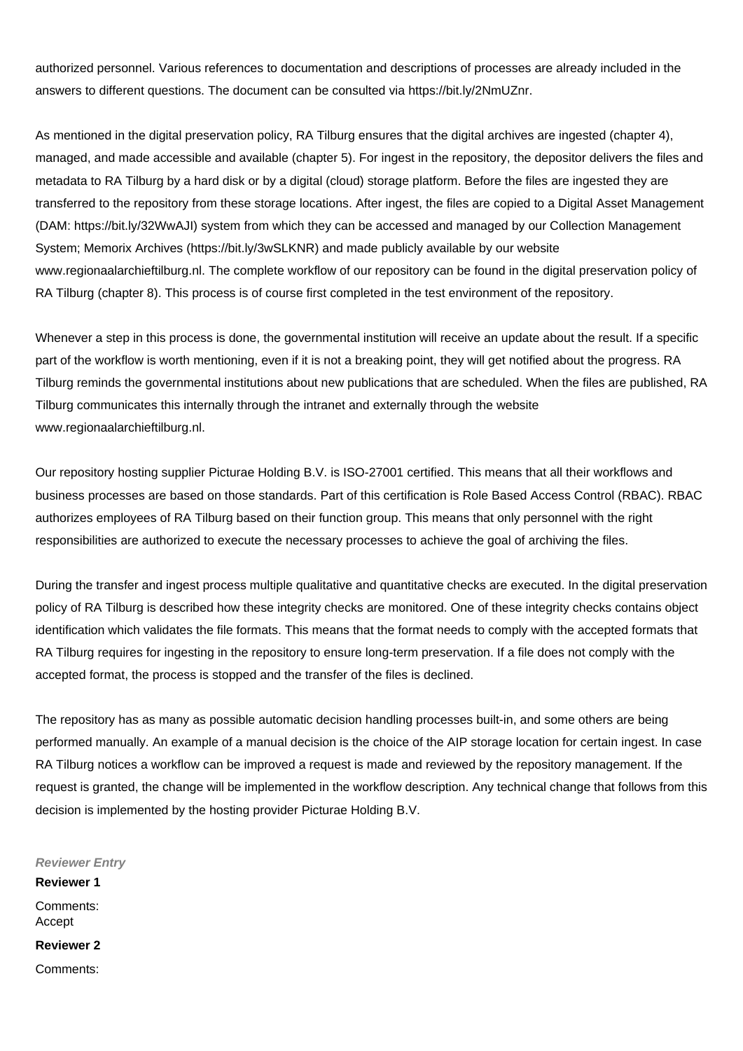authorized personnel. Various references to documentation and descriptions of processes are already included in the answers to different questions. The document can be consulted via https://bit.ly/2NmUZnr.

As mentioned in the digital preservation policy, RA Tilburg ensures that the digital archives are ingested (chapter 4), managed, and made accessible and available (chapter 5). For ingest in the repository, the depositor delivers the files and metadata to RA Tilburg by a hard disk or by a digital (cloud) storage platform. Before the files are ingested they are transferred to the repository from these storage locations. After ingest, the files are copied to a Digital Asset Management (DAM: https://bit.ly/32WwAJI) system from which they can be accessed and managed by our Collection Management System; Memorix Archives (https://bit.ly/3wSLKNR) and made publicly available by our website www.regionaalarchieftilburg.nl. The complete workflow of our repository can be found in the digital preservation policy of RA Tilburg (chapter 8). This process is of course first completed in the test environment of the repository.

Whenever a step in this process is done, the governmental institution will receive an update about the result. If a specific part of the workflow is worth mentioning, even if it is not a breaking point, they will get notified about the progress. RA Tilburg reminds the governmental institutions about new publications that are scheduled. When the files are published, RA Tilburg communicates this internally through the intranet and externally through the website www.regionaalarchieftilburg.nl.

Our repository hosting supplier Picturae Holding B.V. is ISO-27001 certified. This means that all their workflows and business processes are based on those standards. Part of this certification is Role Based Access Control (RBAC). RBAC authorizes employees of RA Tilburg based on their function group. This means that only personnel with the right responsibilities are authorized to execute the necessary processes to achieve the goal of archiving the files.

During the transfer and ingest process multiple qualitative and quantitative checks are executed. In the digital preservation policy of RA Tilburg is described how these integrity checks are monitored. One of these integrity checks contains object identification which validates the file formats. This means that the format needs to comply with the accepted formats that RA Tilburg requires for ingesting in the repository to ensure long-term preservation. If a file does not comply with the accepted format, the process is stopped and the transfer of the files is declined.

The repository has as many as possible automatic decision handling processes built-in, and some others are being performed manually. An example of a manual decision is the choice of the AIP storage location for certain ingest. In case RA Tilburg notices a workflow can be improved a request is made and reviewed by the repository management. If the request is granted, the change will be implemented in the workflow description. Any technical change that follows from this decision is implemented by the hosting provider Picturae Holding B.V.

***Reviewer Entry***

**Reviewer 1**

Comments:
Accept

**Reviewer 2**

Comments: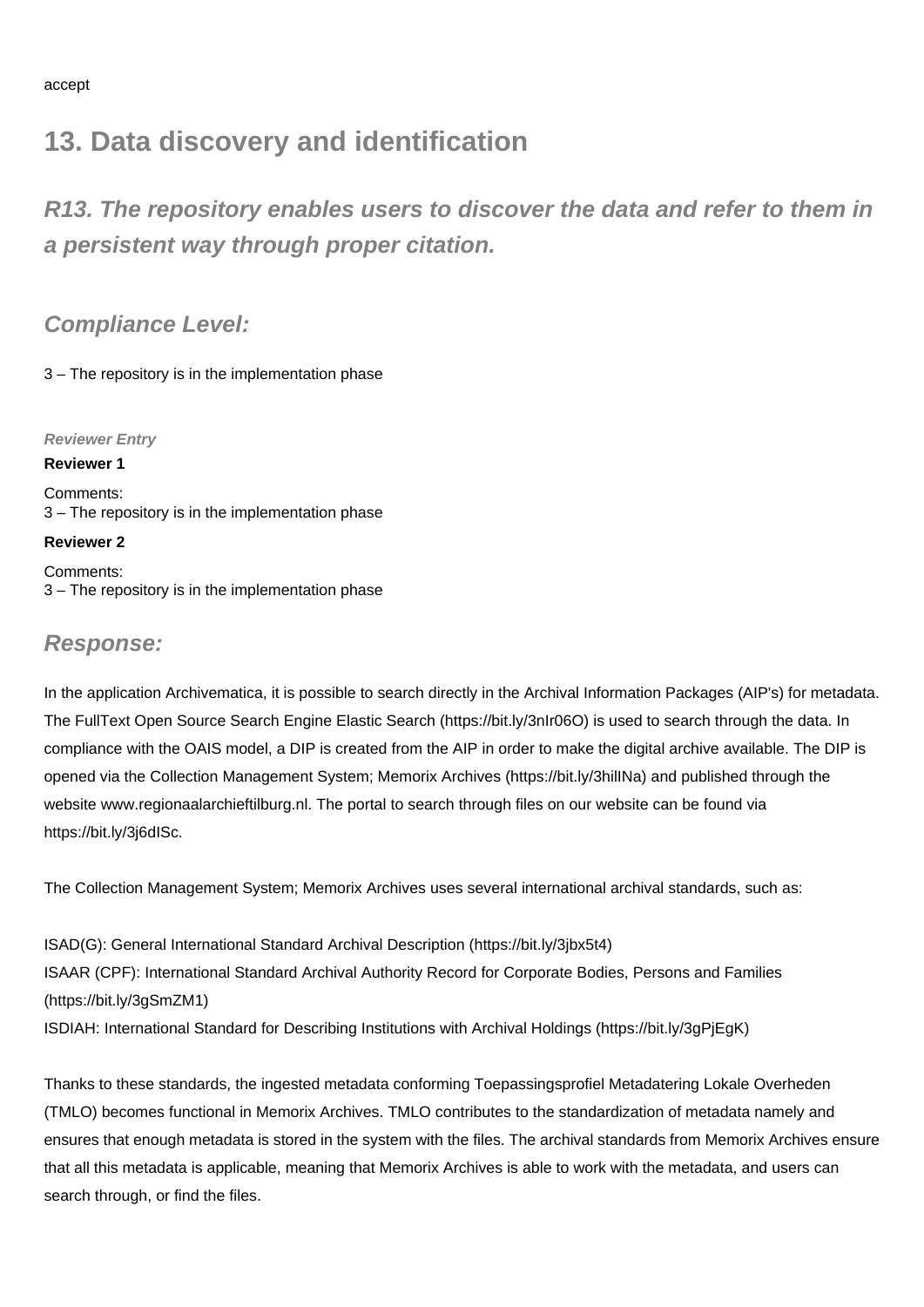accept

# 13. Data discovery and identification

## *R13. The repository enables users to discover the data and refer to them in a persistent way through proper citation.*

### *Compliance Level:*

3 – The repository is in the implementation phase

***Reviewer Entry***

**Reviewer 1**

Comments:
3 – The repository is in the implementation phase

**Reviewer 2**

Comments:
3 – The repository is in the implementation phase

### *Response:*

In the application Archivematica, it is possible to search directly in the Archival Information Packages (AIP's) for metadata. The FullText Open Source Search Engine Elastic Search (https://bit.ly/3nIr06O) is used to search through the data. In compliance with the OAIS model, a DIP is created from the AIP in order to make the digital archive available. The DIP is opened via the Collection Management System; Memorix Archives (https://bit.ly/3hilINa) and published through the website www.regionaalarchieftilburg.nl. The portal to search through files on our website can be found via https://bit.ly/3j6dISc.

The Collection Management System; Memorix Archives uses several international archival standards, such as:

ISAD(G): General International Standard Archival Description (https://bit.ly/3jbx5t4)
ISAAR (CPF): International Standard Archival Authority Record for Corporate Bodies, Persons and Families (https://bit.ly/3gSmZM1)
ISDIAH: International Standard for Describing Institutions with Archival Holdings (https://bit.ly/3gPjEgK)

Thanks to these standards, the ingested metadata conforming Toepassingsprofiel Metadatering Lokale Overheden (TMLO) becomes functional in Memorix Archives. TMLO contributes to the standardization of metadata namely and ensures that enough metadata is stored in the system with the files. The archival standards from Memorix Archives ensure that all this metadata is applicable, meaning that Memorix Archives is able to work with the metadata, and users can search through, or find the files.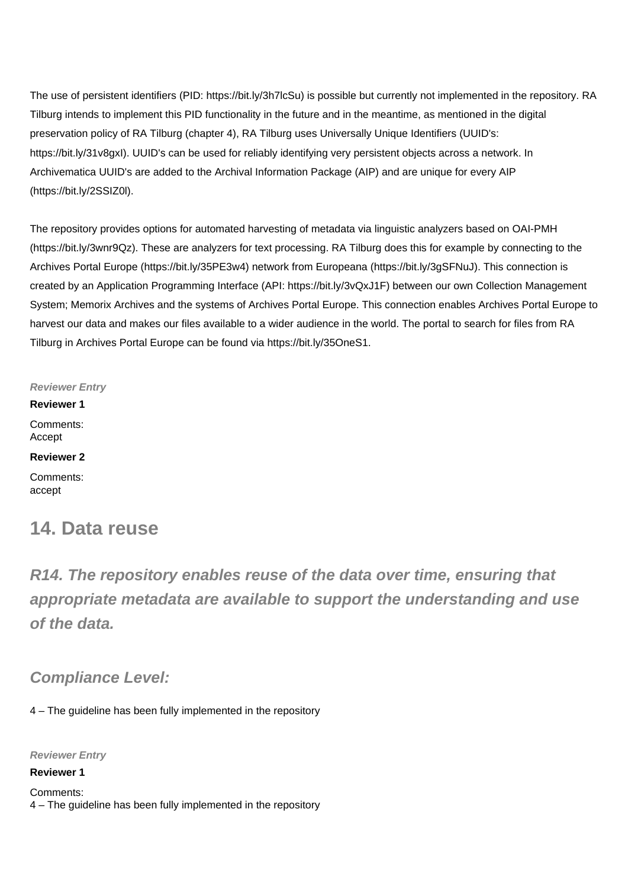The use of persistent identifiers (PID: https://bit.ly/3h7lcSu) is possible but currently not implemented in the repository. RA Tilburg intends to implement this PID functionality in the future and in the meantime, as mentioned in the digital preservation policy of RA Tilburg (chapter 4), RA Tilburg uses Universally Unique Identifiers (UUID's: https://bit.ly/31v8gxI). UUID's can be used for reliably identifying very persistent objects across a network. In Archivematica UUID's are added to the Archival Information Package (AIP) and are unique for every AIP (https://bit.ly/2SSIZ0l).

The repository provides options for automated harvesting of metadata via linguistic analyzers based on OAI-PMH (https://bit.ly/3wnr9Qz). These are analyzers for text processing. RA Tilburg does this for example by connecting to the Archives Portal Europe (https://bit.ly/35PE3w4) network from Europeana (https://bit.ly/3gSFNuJ). This connection is created by an Application Programming Interface (API: https://bit.ly/3vQxJ1F) between our own Collection Management System; Memorix Archives and the systems of Archives Portal Europe. This connection enables Archives Portal Europe to harvest our data and makes our files available to a wider audience in the world. The portal to search for files from RA Tilburg in Archives Portal Europe can be found via https://bit.ly/35OneS1.

***Reviewer Entry***

**Reviewer 1**

Comments:
Accept

**Reviewer 2**

Comments:
accept

## 14. Data reuse

### *R14. The repository enables reuse of the data over time, ensuring that appropriate metadata are available to support the understanding and use of the data.*

### *Compliance Level:*

4 – The guideline has been fully implemented in the repository

***Reviewer Entry***

**Reviewer 1**

Comments:
4 – The guideline has been fully implemented in the repository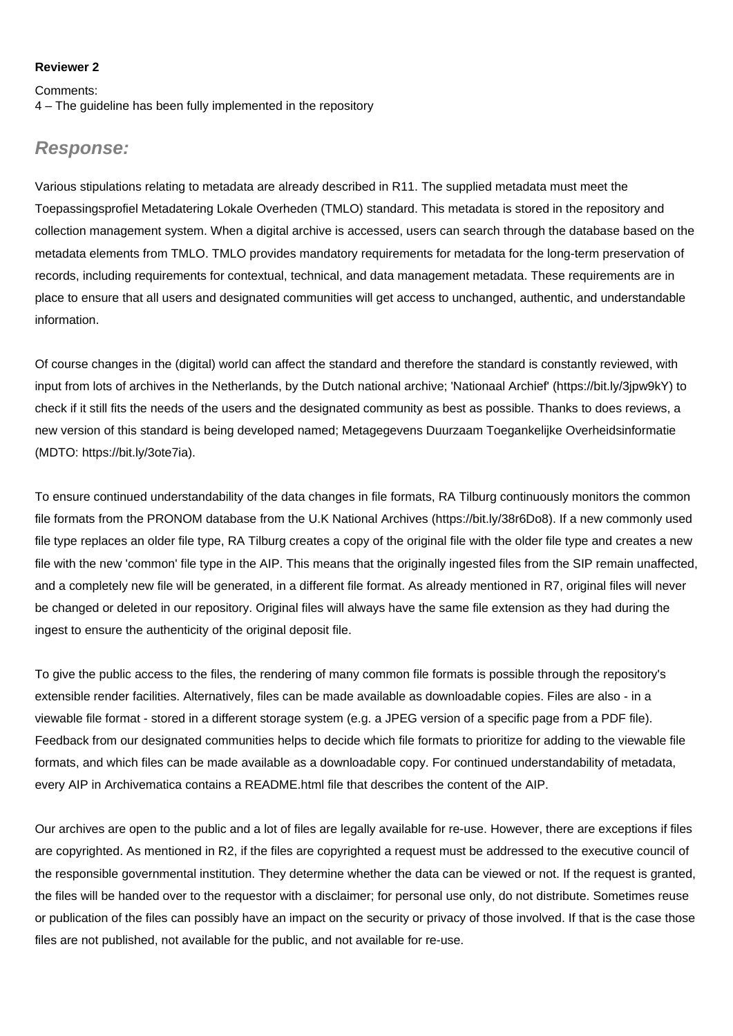**Reviewer 2**

Comments:
4 – The guideline has been fully implemented in the repository

## *Response:*

Various stipulations relating to metadata are already described in R11. The supplied metadata must meet the Toepassingsprofiel Metadatering Lokale Overheden (TMLO) standard. This metadata is stored in the repository and collection management system. When a digital archive is accessed, users can search through the database based on the metadata elements from TMLO. TMLO provides mandatory requirements for metadata for the long-term preservation of records, including requirements for contextual, technical, and data management metadata. These requirements are in place to ensure that all users and designated communities will get access to unchanged, authentic, and understandable information.

Of course changes in the (digital) world can affect the standard and therefore the standard is constantly reviewed, with input from lots of archives in the Netherlands, by the Dutch national archive; 'Nationaal Archief' (https://bit.ly/3jpw9kY) to check if it still fits the needs of the users and the designated community as best as possible. Thanks to does reviews, a new version of this standard is being developed named; Metagegevens Duurzaam Toegankelijke Overheidsinformatie (MDTO: https://bit.ly/3ote7ia).

To ensure continued understandability of the data changes in file formats, RA Tilburg continuously monitors the common file formats from the PRONOM database from the U.K National Archives (https://bit.ly/38r6Do8). If a new commonly used file type replaces an older file type, RA Tilburg creates a copy of the original file with the older file type and creates a new file with the new 'common' file type in the AIP. This means that the originally ingested files from the SIP remain unaffected, and a completely new file will be generated, in a different file format. As already mentioned in R7, original files will never be changed or deleted in our repository. Original files will always have the same file extension as they had during the ingest to ensure the authenticity of the original deposit file.

To give the public access to the files, the rendering of many common file formats is possible through the repository's extensible render facilities. Alternatively, files can be made available as downloadable copies. Files are also - in a viewable file format - stored in a different storage system (e.g. a JPEG version of a specific page from a PDF file). Feedback from our designated communities helps to decide which file formats to prioritize for adding to the viewable file formats, and which files can be made available as a downloadable copy. For continued understandability of metadata, every AIP in Archivematica contains a README.html file that describes the content of the AIP.

Our archives are open to the public and a lot of files are legally available for re-use. However, there are exceptions if files are copyrighted. As mentioned in R2, if the files are copyrighted a request must be addressed to the executive council of the responsible governmental institution. They determine whether the data can be viewed or not. If the request is granted, the files will be handed over to the requestor with a disclaimer; for personal use only, do not distribute. Sometimes reuse or publication of the files can possibly have an impact on the security or privacy of those involved. If that is the case those files are not published, not available for the public, and not available for re-use.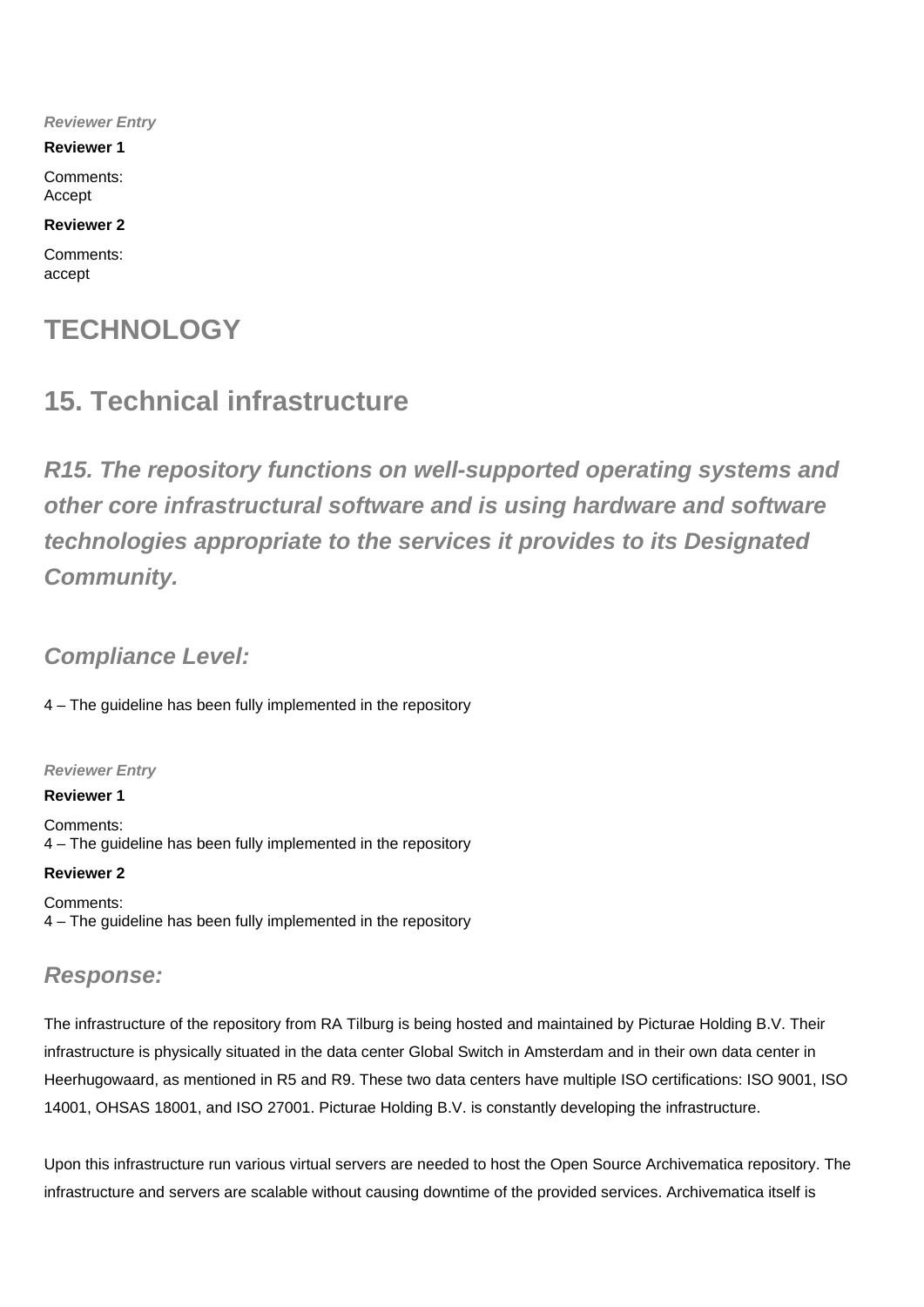***Reviewer Entry***

**Reviewer 1**

Comments:
Accept

**Reviewer 2**

Comments:
accept

# TECHNOLOGY

## 15. Technical infrastructure

### *R15. The repository functions on well-supported operating systems and other core infrastructural software and is using hardware and software technologies appropriate to the services it provides to its Designated Community.*

#### *Compliance Level:*

4 – The guideline has been fully implemented in the repository

***Reviewer Entry***

**Reviewer 1**

Comments:
4 – The guideline has been fully implemented in the repository

**Reviewer 2**

Comments:
4 – The guideline has been fully implemented in the repository

#### *Response:*

The infrastructure of the repository from RA Tilburg is being hosted and maintained by Picturae Holding B.V. Their infrastructure is physically situated in the data center Global Switch in Amsterdam and in their own data center in Heerhugowaard, as mentioned in R5 and R9. These two data centers have multiple ISO certifications: ISO 9001, ISO 14001, OHSAS 18001, and ISO 27001. Picturae Holding B.V. is constantly developing the infrastructure.

Upon this infrastructure run various virtual servers are needed to host the Open Source Archivematica repository. The infrastructure and servers are scalable without causing downtime of the provided services. Archivematica itself is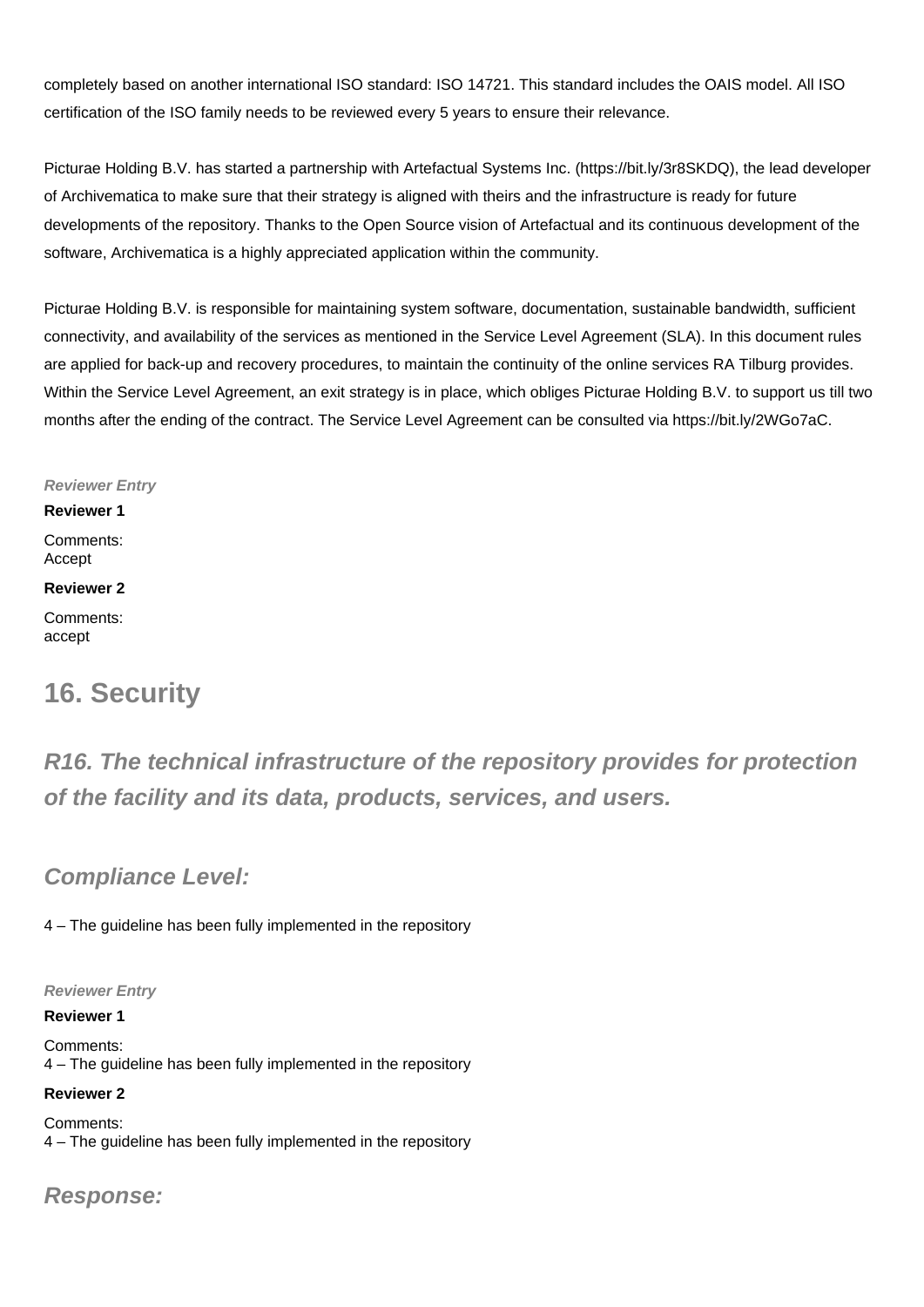completely based on another international ISO standard: ISO 14721. This standard includes the OAIS model. All ISO certification of the ISO family needs to be reviewed every 5 years to ensure their relevance.

Picturae Holding B.V. has started a partnership with Artefactual Systems Inc. (https://bit.ly/3r8SKDQ), the lead developer of Archivematica to make sure that their strategy is aligned with theirs and the infrastructure is ready for future developments of the repository. Thanks to the Open Source vision of Artefactual and its continuous development of the software, Archivematica is a highly appreciated application within the community.

Picturae Holding B.V. is responsible for maintaining system software, documentation, sustainable bandwidth, sufficient connectivity, and availability of the services as mentioned in the Service Level Agreement (SLA). In this document rules are applied for back-up and recovery procedures, to maintain the continuity of the online services RA Tilburg provides. Within the Service Level Agreement, an exit strategy is in place, which obliges Picturae Holding B.V. to support us till two months after the ending of the contract. The Service Level Agreement can be consulted via https://bit.ly/2WGo7aC.

***Reviewer Entry***

**Reviewer 1**

Comments:
Accept

**Reviewer 2**

Comments:
accept

## 16. Security

### *R16. The technical infrastructure of the repository provides for protection of the facility and its data, products, services, and users.*

### *Compliance Level:*

4 – The guideline has been fully implemented in the repository

***Reviewer Entry***

**Reviewer 1**

Comments:
4 – The guideline has been fully implemented in the repository

**Reviewer 2**

Comments:
4 – The guideline has been fully implemented in the repository

### *Response:*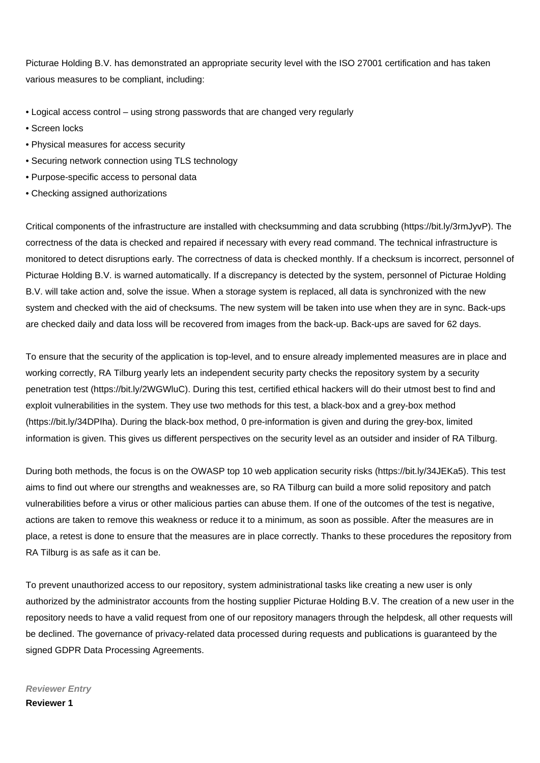Picturae Holding B.V. has demonstrated an appropriate security level with the ISO 27001 certification and has taken various measures to be compliant, including:

- Logical access control – using strong passwords that are changed very regularly
- Screen locks
- Physical measures for access security
- Securing network connection using TLS technology
- Purpose-specific access to personal data
- Checking assigned authorizations

Critical components of the infrastructure are installed with checksumming and data scrubbing (https://bit.ly/3rmJyvP). The correctness of the data is checked and repaired if necessary with every read command. The technical infrastructure is monitored to detect disruptions early. The correctness of data is checked monthly. If a checksum is incorrect, personnel of Picturae Holding B.V. is warned automatically. If a discrepancy is detected by the system, personnel of Picturae Holding B.V. will take action and, solve the issue. When a storage system is replaced, all data is synchronized with the new system and checked with the aid of checksums. The new system will be taken into use when they are in sync. Back-ups are checked daily and data loss will be recovered from images from the back-up. Back-ups are saved for 62 days.

To ensure that the security of the application is top-level, and to ensure already implemented measures are in place and working correctly, RA Tilburg yearly lets an independent security party checks the repository system by a security penetration test (https://bit.ly/2WGWluC). During this test, certified ethical hackers will do their utmost best to find and exploit vulnerabilities in the system. They use two methods for this test, a black-box and a grey-box method (https://bit.ly/34DPIha). During the black-box method, 0 pre-information is given and during the grey-box, limited information is given. This gives us different perspectives on the security level as an outsider and insider of RA Tilburg.

During both methods, the focus is on the OWASP top 10 web application security risks (https://bit.ly/34JEKa5). This test aims to find out where our strengths and weaknesses are, so RA Tilburg can build a more solid repository and patch vulnerabilities before a virus or other malicious parties can abuse them. If one of the outcomes of the test is negative, actions are taken to remove this weakness or reduce it to a minimum, as soon as possible. After the measures are in place, a retest is done to ensure that the measures are in place correctly. Thanks to these procedures the repository from RA Tilburg is as safe as it can be.

To prevent unauthorized access to our repository, system administrational tasks like creating a new user is only authorized by the administrator accounts from the hosting supplier Picturae Holding B.V. The creation of a new user in the repository needs to have a valid request from one of our repository managers through the helpdesk, all other requests will be declined. The governance of privacy-related data processed during requests and publications is guaranteed by the signed GDPR Data Processing Agreements.

***Reviewer Entry***

**Reviewer 1**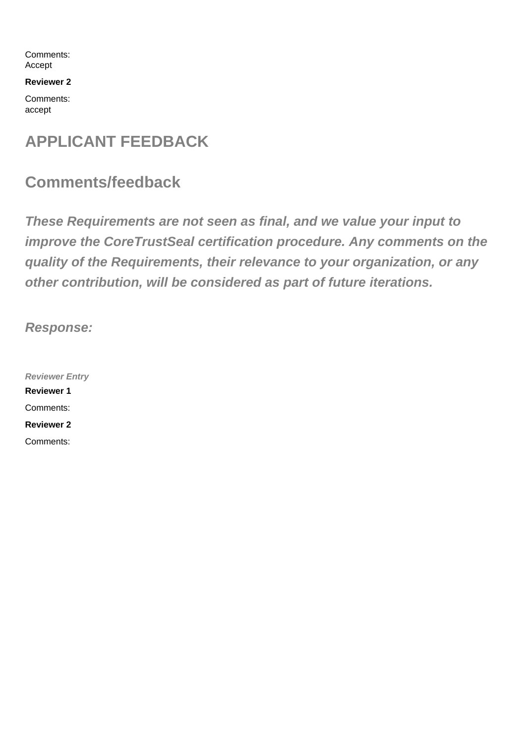Comments:
Accept

**Reviewer 2**

Comments:
accept

# APPLICANT FEEDBACK

## Comments/feedback

***These Requirements are not seen as final, and we value your input to improve the CoreTrustSeal certification procedure. Any comments on the quality of the Requirements, their relevance to your organization, or any other contribution, will be considered as part of future iterations.***

***Response:***

***Reviewer Entry***

**Reviewer 1**

Comments:

**Reviewer 2**

Comments: